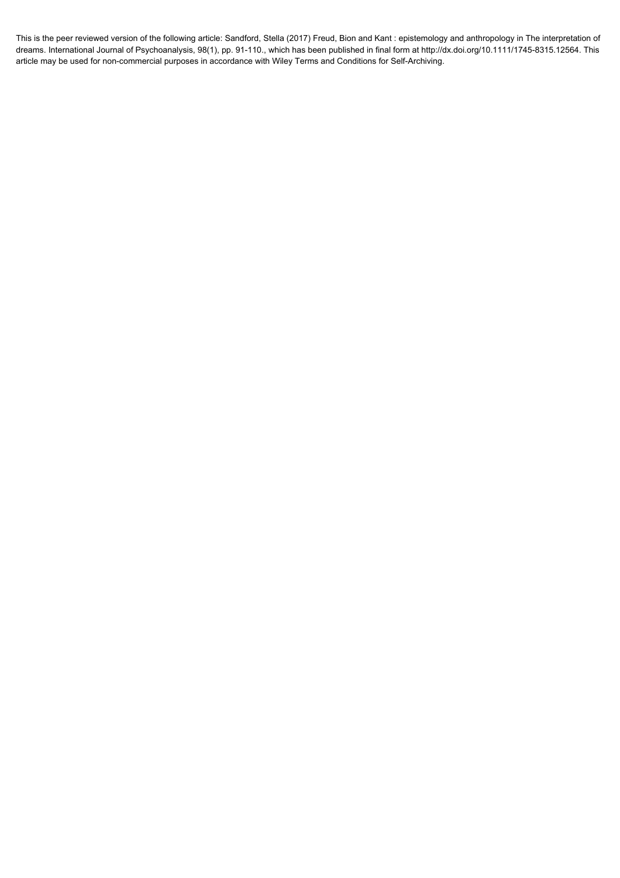This is the peer reviewed version of the following article: Sandford, Stella (2017) Freud, Bion and Kant : epistemology and anthropology in The interpretation of dreams. International Journal of Psychoanalysis, 98(1), pp. 91-110., which has been published in final form at http://dx.doi.org/10.1111/1745-8315.12564. This article may be used for non-commercial purposes in accordance with Wiley Terms and Conditions for Self-Archiving.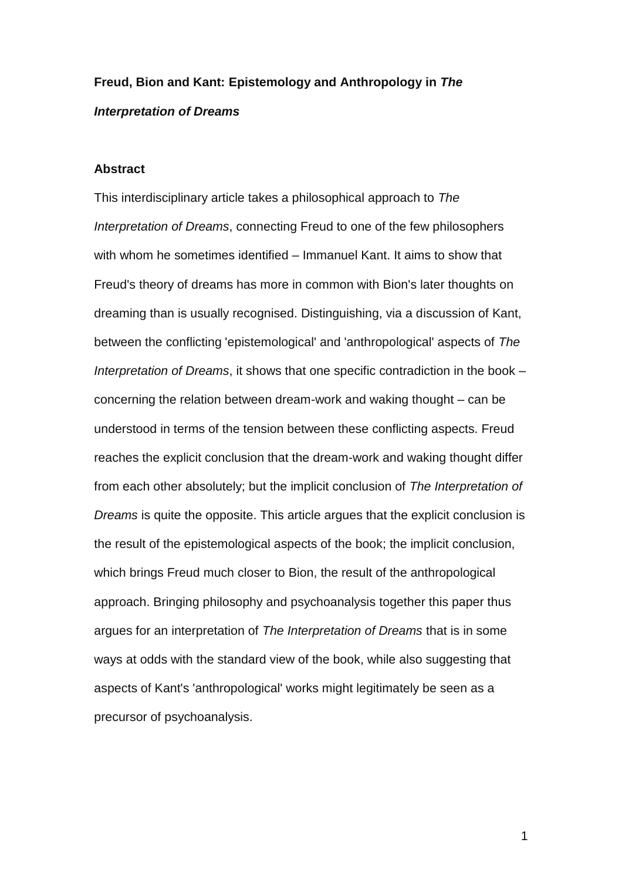**Freud, Bion and Kant: Epistemology and Anthropology in *The Interpretation of Dreams***

**Abstract**

This interdisciplinary article takes a philosophical approach to *The Interpretation of Dreams*, connecting Freud to one of the few philosophers with whom he sometimes identified – Immanuel Kant. It aims to show that Freud's theory of dreams has more in common with Bion's later thoughts on dreaming than is usually recognised. Distinguishing, via a discussion of Kant, between the conflicting 'epistemological' and 'anthropological' aspects of *The Interpretation of Dreams*, it shows that one specific contradiction in the book – concerning the relation between dream-work and waking thought – can be understood in terms of the tension between these conflicting aspects. Freud reaches the explicit conclusion that the dream-work and waking thought differ from each other absolutely; but the implicit conclusion of *The Interpretation of Dreams* is quite the opposite. This article argues that the explicit conclusion is the result of the epistemological aspects of the book; the implicit conclusion, which brings Freud much closer to Bion, the result of the anthropological approach. Bringing philosophy and psychoanalysis together this paper thus argues for an interpretation of *The Interpretation of Dreams* that is in some ways at odds with the standard view of the book, while also suggesting that aspects of Kant's 'anthropological' works might legitimately be seen as a precursor of psychoanalysis.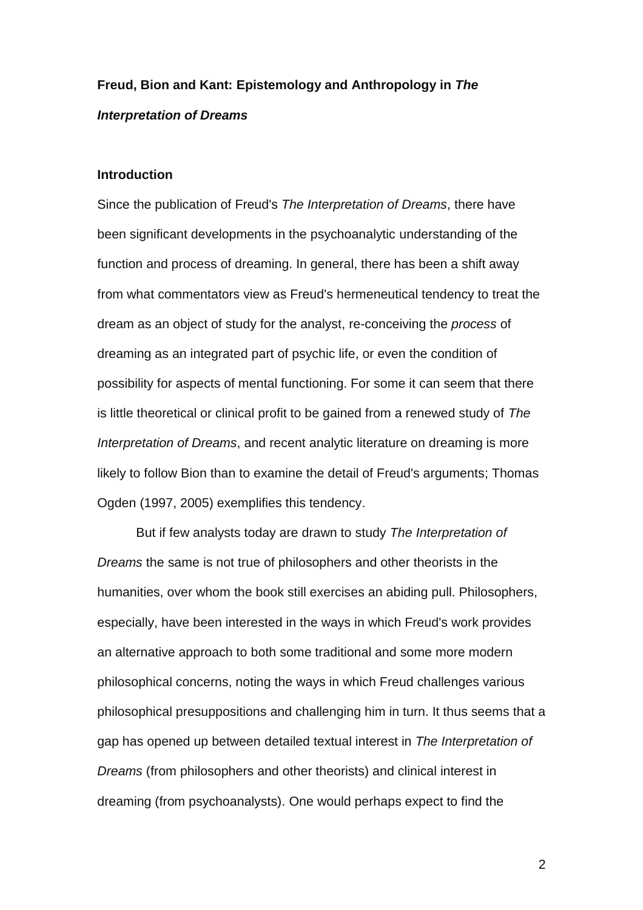**Freud, Bion and Kant: Epistemology and Anthropology in *The Interpretation of Dreams***

**Introduction**

Since the publication of Freud's *The Interpretation of Dreams*, there have been significant developments in the psychoanalytic understanding of the function and process of dreaming. In general, there has been a shift away from what commentators view as Freud's hermeneutical tendency to treat the dream as an object of study for the analyst, re-conceiving the *process* of dreaming as an integrated part of psychic life, or even the condition of possibility for aspects of mental functioning. For some it can seem that there is little theoretical or clinical profit to be gained from a renewed study of *The Interpretation of Dreams*, and recent analytic literature on dreaming is more likely to follow Bion than to examine the detail of Freud's arguments; Thomas Ogden (1997, 2005) exemplifies this tendency.

But if few analysts today are drawn to study *The Interpretation of Dreams* the same is not true of philosophers and other theorists in the humanities, over whom the book still exercises an abiding pull. Philosophers, especially, have been interested in the ways in which Freud's work provides an alternative approach to both some traditional and some more modern philosophical concerns, noting the ways in which Freud challenges various philosophical presuppositions and challenging him in turn. It thus seems that a gap has opened up between detailed textual interest in *The Interpretation of Dreams* (from philosophers and other theorists) and clinical interest in dreaming (from psychoanalysts). One would perhaps expect to find the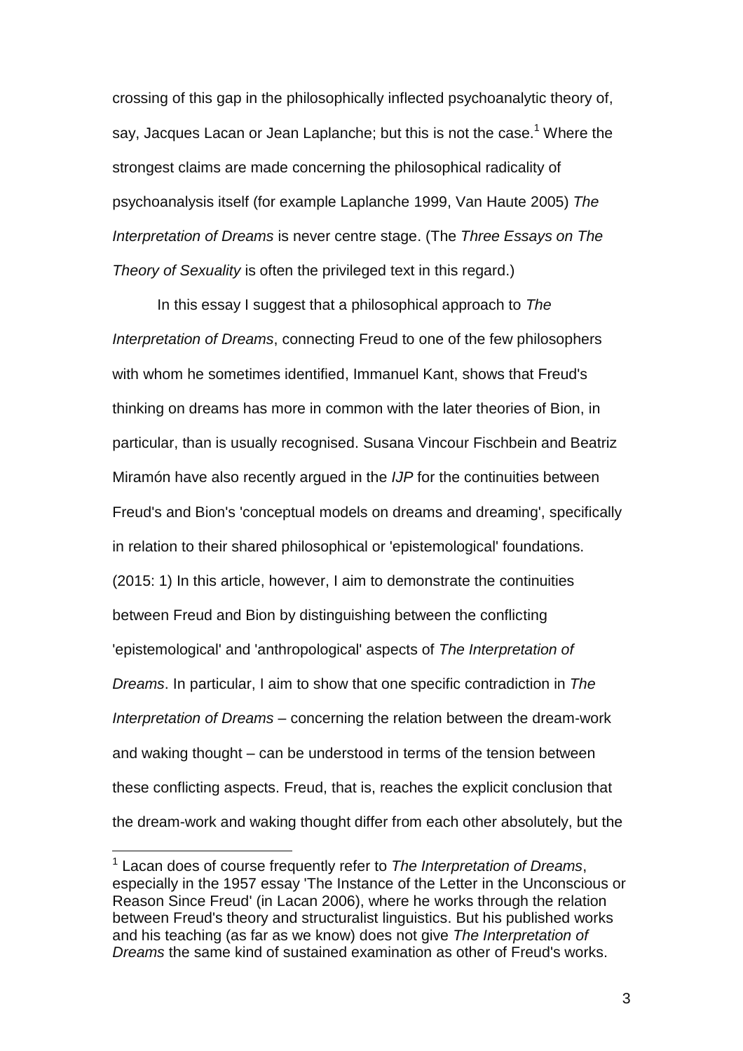crossing of this gap in the philosophically inflected psychoanalytic theory of, say, Jacques Lacan or Jean Laplanche; but this is not the case.[1] Where the strongest claims are made concerning the philosophical radicality of psychoanalysis itself (for example Laplanche 1999, Van Haute 2005) *The Interpretation of Dreams* is never centre stage. (The *Three Essays on The Theory of Sexuality* is often the privileged text in this regard.)

In this essay I suggest that a philosophical approach to *The Interpretation of Dreams*, connecting Freud to one of the few philosophers with whom he sometimes identified, Immanuel Kant, shows that Freud's thinking on dreams has more in common with the later theories of Bion, in particular, than is usually recognised. Susana Vincour Fischbein and Beatriz Miramón have also recently argued in the *IJP* for the continuities between Freud's and Bion's 'conceptual models on dreams and dreaming', specifically in relation to their shared philosophical or 'epistemological' foundations. (2015: 1) In this article, however, I aim to demonstrate the continuities between Freud and Bion by distinguishing between the conflicting 'epistemological' and 'anthropological' aspects of *The Interpretation of Dreams*. In particular, I aim to show that one specific contradiction in *The Interpretation of Dreams* – concerning the relation between the dream-work and waking thought – can be understood in terms of the tension between these conflicting aspects. Freud, that is, reaches the explicit conclusion that the dream-work and waking thought differ from each other absolutely, but the

[1] Lacan does of course frequently refer to *The Interpretation of Dreams*, especially in the 1957 essay 'The Instance of the Letter in the Unconscious or Reason Since Freud' (in Lacan 2006), where he works through the relation between Freud's theory and structuralist linguistics. But his published works and his teaching (as far as we know) does not give *The Interpretation of Dreams* the same kind of sustained examination as other of Freud's works.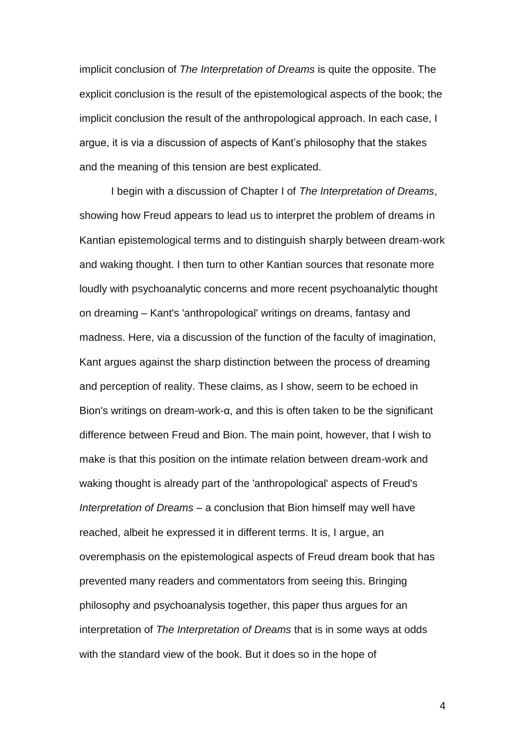implicit conclusion of *The Interpretation of Dreams* is quite the opposite. The explicit conclusion is the result of the epistemological aspects of the book; the implicit conclusion the result of the anthropological approach. In each case, I argue, it is via a discussion of aspects of Kant's philosophy that the stakes and the meaning of this tension are best explicated.

I begin with a discussion of Chapter I of *The Interpretation of Dreams*, showing how Freud appears to lead us to interpret the problem of dreams in Kantian epistemological terms and to distinguish sharply between dream-work and waking thought. I then turn to other Kantian sources that resonate more loudly with psychoanalytic concerns and more recent psychoanalytic thought on dreaming – Kant's 'anthropological' writings on dreams, fantasy and madness. Here, via a discussion of the function of the faculty of imagination, Kant argues against the sharp distinction between the process of dreaming and perception of reality. These claims, as I show, seem to be echoed in Bion's writings on dream-work-α, and this is often taken to be the significant difference between Freud and Bion. The main point, however, that I wish to make is that this position on the intimate relation between dream-work and waking thought is already part of the 'anthropological' aspects of Freud's *Interpretation of Dreams* – a conclusion that Bion himself may well have reached, albeit he expressed it in different terms. It is, I argue, an overemphasis on the epistemological aspects of Freud dream book that has prevented many readers and commentators from seeing this. Bringing philosophy and psychoanalysis together, this paper thus argues for an interpretation of *The Interpretation of Dreams* that is in some ways at odds with the standard view of the book. But it does so in the hope of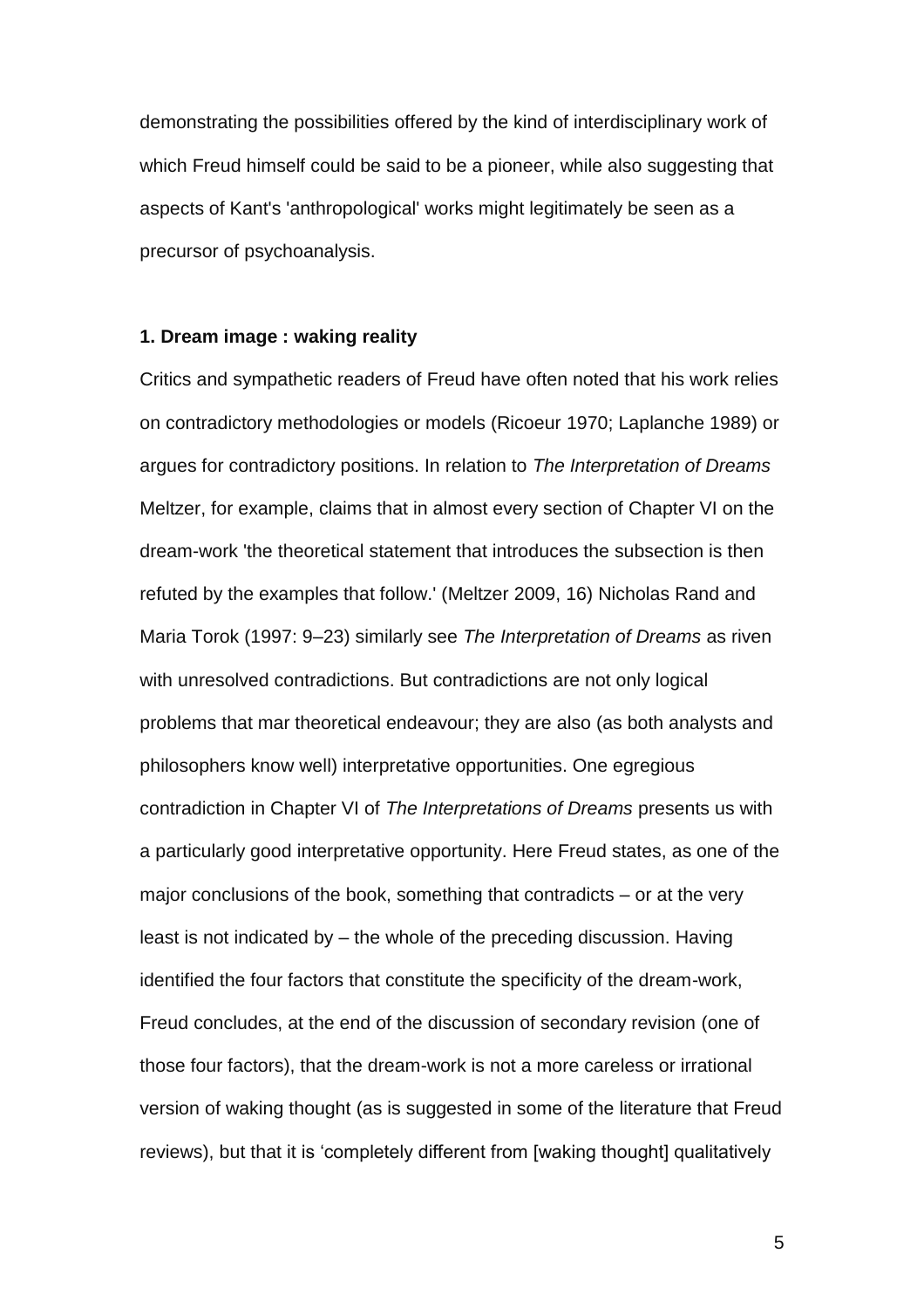demonstrating the possibilities offered by the kind of interdisciplinary work of which Freud himself could be said to be a pioneer, while also suggesting that aspects of Kant's 'anthropological' works might legitimately be seen as a precursor of psychoanalysis.

### 1. Dream image : waking reality

Critics and sympathetic readers of Freud have often noted that his work relies on contradictory methodologies or models (Ricoeur 1970; Laplanche 1989) or argues for contradictory positions. In relation to *The Interpretation of Dreams* Meltzer, for example, claims that in almost every section of Chapter VI on the dream-work 'the theoretical statement that introduces the subsection is then refuted by the examples that follow.' (Meltzer 2009, 16) Nicholas Rand and Maria Torok (1997: 9–23) similarly see *The Interpretation of Dreams* as riven with unresolved contradictions. But contradictions are not only logical problems that mar theoretical endeavour; they are also (as both analysts and philosophers know well) interpretative opportunities. One egregious contradiction in Chapter VI of *The Interpretations of Dreams* presents us with a particularly good interpretative opportunity. Here Freud states, as one of the major conclusions of the book, something that contradicts – or at the very least is not indicated by – the whole of the preceding discussion. Having identified the four factors that constitute the specificity of the dream-work, Freud concludes, at the end of the discussion of secondary revision (one of those four factors), that the dream-work is not a more careless or irrational version of waking thought (as is suggested in some of the literature that Freud reviews), but that it is 'completely different from [waking thought] qualitatively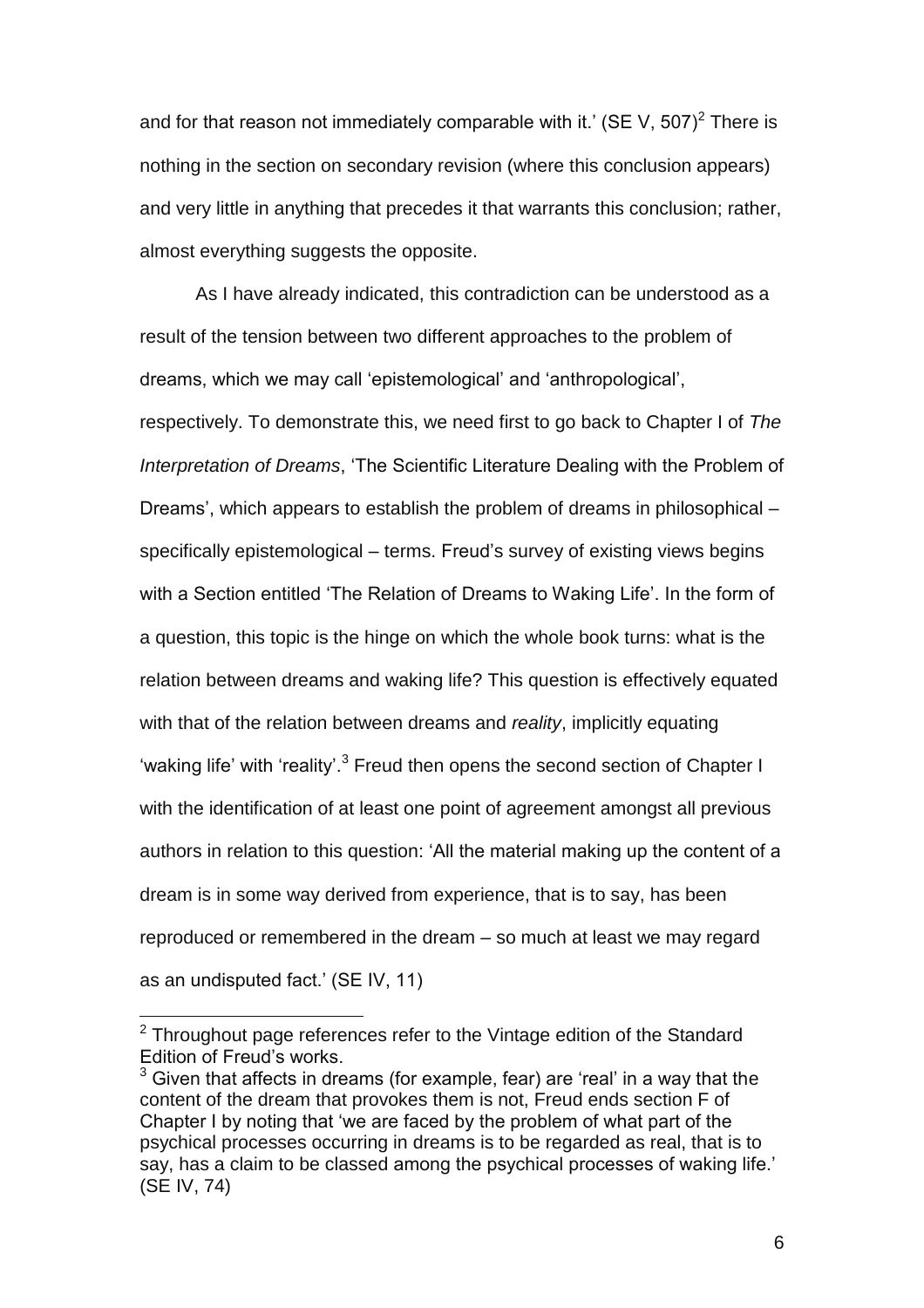and for that reason not immediately comparable with it.' (SE V, 507)[2] There is nothing in the section on secondary revision (where this conclusion appears) and very little in anything that precedes it that warrants this conclusion; rather, almost everything suggests the opposite.

As I have already indicated, this contradiction can be understood as a result of the tension between two different approaches to the problem of dreams, which we may call 'epistemological' and 'anthropological', respectively. To demonstrate this, we need first to go back to Chapter I of *The Interpretation of Dreams*, 'The Scientific Literature Dealing with the Problem of Dreams', which appears to establish the problem of dreams in philosophical – specifically epistemological – terms. Freud's survey of existing views begins with a Section entitled 'The Relation of Dreams to Waking Life'. In the form of a question, this topic is the hinge on which the whole book turns: what is the relation between dreams and waking life? This question is effectively equated with that of the relation between dreams and *reality*, implicitly equating 'waking life' with 'reality'.[3] Freud then opens the second section of Chapter I with the identification of at least one point of agreement amongst all previous authors in relation to this question: 'All the material making up the content of a dream is in some way derived from experience, that is to say, has been reproduced or remembered in the dream – so much at least we may regard as an undisputed fact.' (SE IV, 11)

---

[2] Throughout page references refer to the Vintage edition of the Standard Edition of Freud's works.

[3] Given that affects in dreams (for example, fear) are 'real' in a way that the content of the dream that provokes them is not, Freud ends section F of Chapter I by noting that 'we are faced by the problem of what part of the psychical processes occurring in dreams is to be regarded as real, that is to say, has a claim to be classed among the psychical processes of waking life.' (SE IV, 74)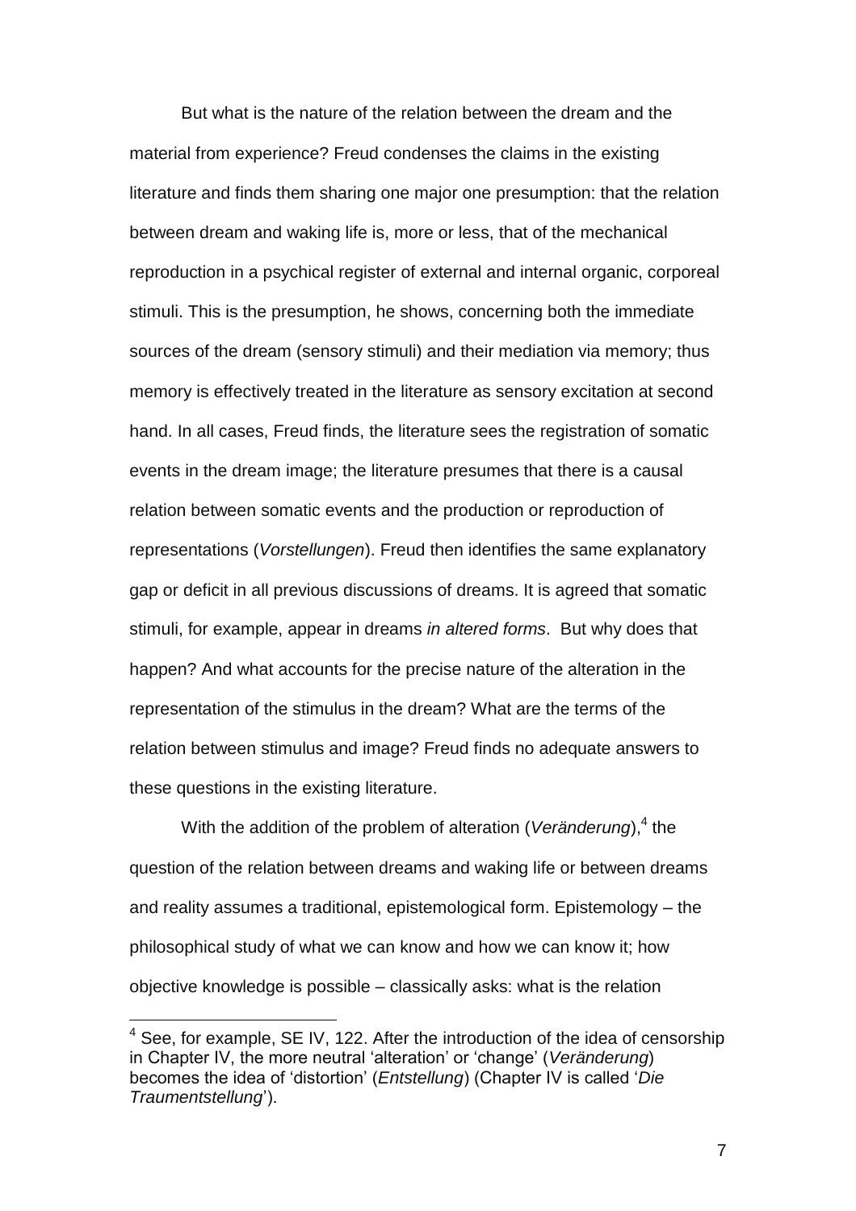But what is the nature of the relation between the dream and the material from experience? Freud condenses the claims in the existing literature and finds them sharing one major one presumption: that the relation between dream and waking life is, more or less, that of the mechanical reproduction in a psychical register of external and internal organic, corporeal stimuli. This is the presumption, he shows, concerning both the immediate sources of the dream (sensory stimuli) and their mediation via memory; thus memory is effectively treated in the literature as sensory excitation at second hand. In all cases, Freud finds, the literature sees the registration of somatic events in the dream image; the literature presumes that there is a causal relation between somatic events and the production or reproduction of representations (*Vorstellungen*). Freud then identifies the same explanatory gap or deficit in all previous discussions of dreams. It is agreed that somatic stimuli, for example, appear in dreams *in altered forms*. But why does that happen? And what accounts for the precise nature of the alteration in the representation of the stimulus in the dream? What are the terms of the relation between stimulus and image? Freud finds no adequate answers to these questions in the existing literature.

With the addition of the problem of alteration (*Veränderung*),[4] the question of the relation between dreams and waking life or between dreams and reality assumes a traditional, epistemological form. Epistemology – the philosophical study of what we can know and how we can know it; how objective knowledge is possible – classically asks: what is the relation

[4] See, for example, SE IV, 122. After the introduction of the idea of censorship in Chapter IV, the more neutral 'alteration' or 'change' (*Veränderung*) becomes the idea of 'distortion' (*Entstellung*) (Chapter IV is called '*Die Traumentstellung*').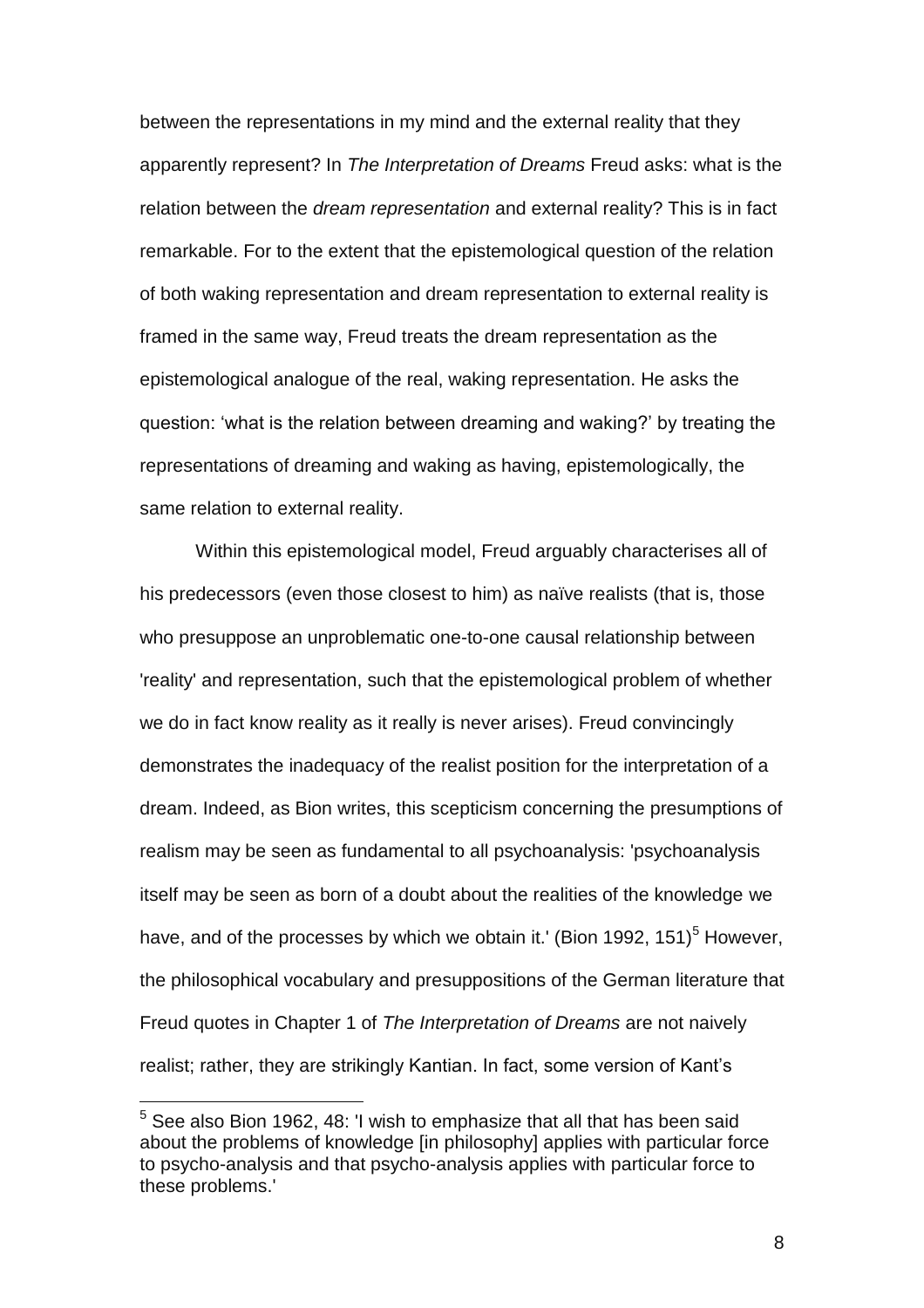between the representations in my mind and the external reality that they apparently represent? In *The Interpretation of Dreams* Freud asks: what is the relation between the *dream representation* and external reality? This is in fact remarkable. For to the extent that the epistemological question of the relation of both waking representation and dream representation to external reality is framed in the same way, Freud treats the dream representation as the epistemological analogue of the real, waking representation. He asks the question: 'what is the relation between dreaming and waking?' by treating the representations of dreaming and waking as having, epistemologically, the same relation to external reality.

Within this epistemological model, Freud arguably characterises all of his predecessors (even those closest to him) as naïve realists (that is, those who presuppose an unproblematic one-to-one causal relationship between 'reality' and representation, such that the epistemological problem of whether we do in fact know reality as it really is never arises). Freud convincingly demonstrates the inadequacy of the realist position for the interpretation of a dream. Indeed, as Bion writes, this scepticism concerning the presumptions of realism may be seen as fundamental to all psychoanalysis: 'psychoanalysis itself may be seen as born of a doubt about the realities of the knowledge we have, and of the processes by which we obtain it.' (Bion 1992, 151)[5] However, the philosophical vocabulary and presuppositions of the German literature that Freud quotes in Chapter 1 of *The Interpretation of Dreams* are not naively realist; rather, they are strikingly Kantian. In fact, some version of Kant's

---

[5] See also Bion 1962, 48: 'I wish to emphasize that all that has been said about the problems of knowledge [in philosophy] applies with particular force to psycho-analysis and that psycho-analysis applies with particular force to these problems.'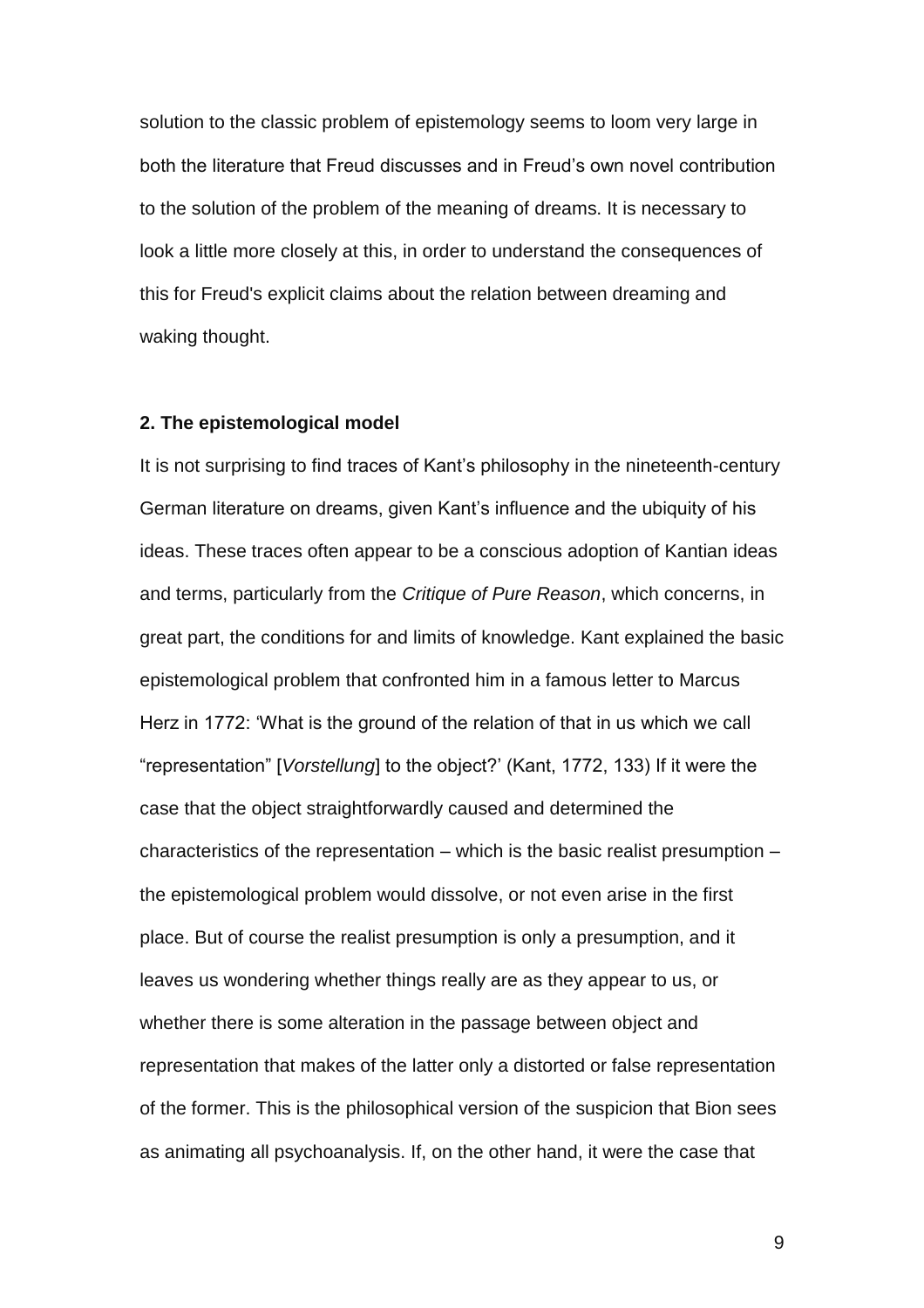solution to the classic problem of epistemology seems to loom very large in both the literature that Freud discusses and in Freud's own novel contribution to the solution of the problem of the meaning of dreams. It is necessary to look a little more closely at this, in order to understand the consequences of this for Freud's explicit claims about the relation between dreaming and waking thought.

### 2. The epistemological model

It is not surprising to find traces of Kant's philosophy in the nineteenth-century German literature on dreams, given Kant's influence and the ubiquity of his ideas. These traces often appear to be a conscious adoption of Kantian ideas and terms, particularly from the *Critique of Pure Reason*, which concerns, in great part, the conditions for and limits of knowledge. Kant explained the basic epistemological problem that confronted him in a famous letter to Marcus Herz in 1772: 'What is the ground of the relation of that in us which we call "representation" [*Vorstellung*] to the object?' (Kant, 1772, 133) If it were the case that the object straightforwardly caused and determined the characteristics of the representation – which is the basic realist presumption – the epistemological problem would dissolve, or not even arise in the first place. But of course the realist presumption is only a presumption, and it leaves us wondering whether things really are as they appear to us, or whether there is some alteration in the passage between object and representation that makes of the latter only a distorted or false representation of the former. This is the philosophical version of the suspicion that Bion sees as animating all psychoanalysis. If, on the other hand, it were the case that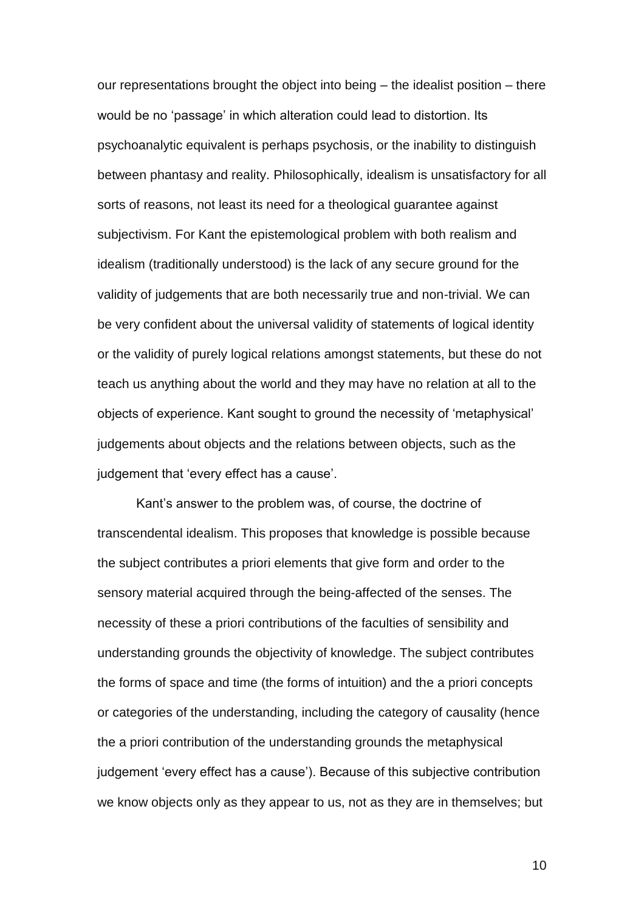our representations brought the object into being – the idealist position – there would be no 'passage' in which alteration could lead to distortion. Its psychoanalytic equivalent is perhaps psychosis, or the inability to distinguish between phantasy and reality. Philosophically, idealism is unsatisfactory for all sorts of reasons, not least its need for a theological guarantee against subjectivism. For Kant the epistemological problem with both realism and idealism (traditionally understood) is the lack of any secure ground for the validity of judgements that are both necessarily true and non-trivial. We can be very confident about the universal validity of statements of logical identity or the validity of purely logical relations amongst statements, but these do not teach us anything about the world and they may have no relation at all to the objects of experience. Kant sought to ground the necessity of 'metaphysical' judgements about objects and the relations between objects, such as the judgement that 'every effect has a cause'.

Kant's answer to the problem was, of course, the doctrine of transcendental idealism. This proposes that knowledge is possible because the subject contributes a priori elements that give form and order to the sensory material acquired through the being-affected of the senses. The necessity of these a priori contributions of the faculties of sensibility and understanding grounds the objectivity of knowledge. The subject contributes the forms of space and time (the forms of intuition) and the a priori concepts or categories of the understanding, including the category of causality (hence the a priori contribution of the understanding grounds the metaphysical judgement 'every effect has a cause'). Because of this subjective contribution we know objects only as they appear to us, not as they are in themselves; but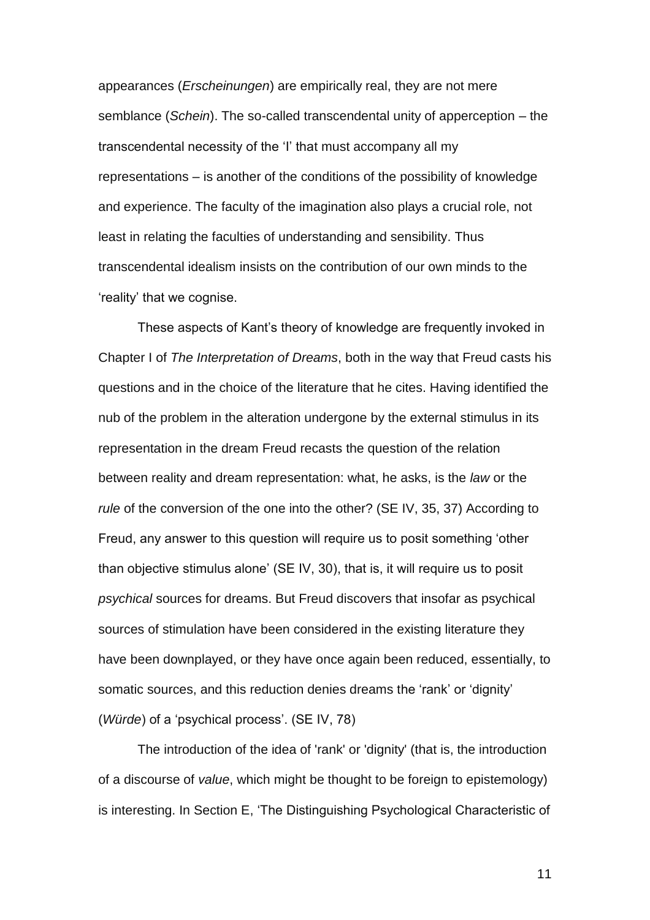appearances (*Erscheinungen*) are empirically real, they are not mere semblance (*Schein*). The so-called transcendental unity of apperception – the transcendental necessity of the 'I' that must accompany all my representations – is another of the conditions of the possibility of knowledge and experience. The faculty of the imagination also plays a crucial role, not least in relating the faculties of understanding and sensibility. Thus transcendental idealism insists on the contribution of our own minds to the 'reality' that we cognise.

These aspects of Kant's theory of knowledge are frequently invoked in Chapter I of *The Interpretation of Dreams*, both in the way that Freud casts his questions and in the choice of the literature that he cites. Having identified the nub of the problem in the alteration undergone by the external stimulus in its representation in the dream Freud recasts the question of the relation between reality and dream representation: what, he asks, is the *law* or the *rule* of the conversion of the one into the other? (SE IV, 35, 37) According to Freud, any answer to this question will require us to posit something 'other than objective stimulus alone' (SE IV, 30), that is, it will require us to posit *psychical* sources for dreams. But Freud discovers that insofar as psychical sources of stimulation have been considered in the existing literature they have been downplayed, or they have once again been reduced, essentially, to somatic sources, and this reduction denies dreams the 'rank' or 'dignity' (*Würde*) of a 'psychical process'. (SE IV, 78)

The introduction of the idea of 'rank' or 'dignity' (that is, the introduction of a discourse of *value*, which might be thought to be foreign to epistemology) is interesting. In Section E, 'The Distinguishing Psychological Characteristic of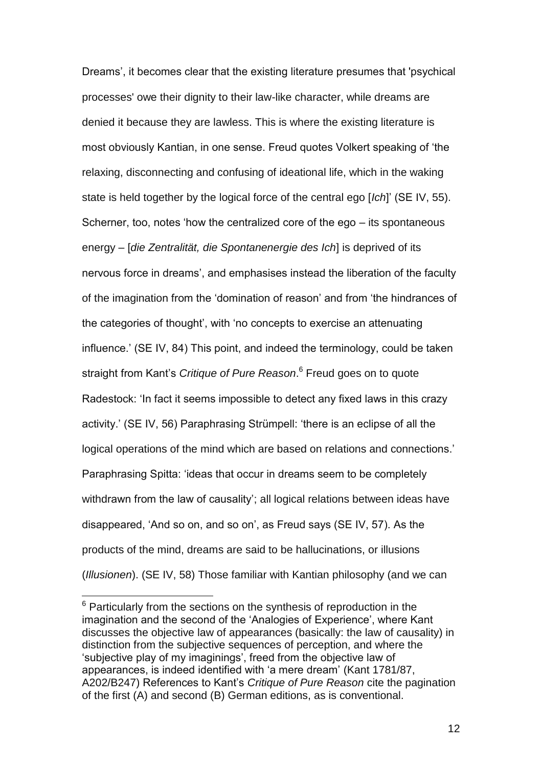Dreams', it becomes clear that the existing literature presumes that 'psychical processes' owe their dignity to their law-like character, while dreams are denied it because they are lawless. This is where the existing literature is most obviously Kantian, in one sense. Freud quotes Volkert speaking of 'the relaxing, disconnecting and confusing of ideational life, which in the waking state is held together by the logical force of the central ego [*Ich*]' (SE IV, 55). Scherner, too, notes 'how the centralized core of the ego – its spontaneous energy – [*die Zentralität, die Spontanenergie des Ich*] is deprived of its nervous force in dreams', and emphasises instead the liberation of the faculty of the imagination from the 'domination of reason' and from 'the hindrances of the categories of thought', with 'no concepts to exercise an attenuating influence.' (SE IV, 84) This point, and indeed the terminology, could be taken straight from Kant's *Critique of Pure Reason*.[6] Freud goes on to quote Radestock: 'In fact it seems impossible to detect any fixed laws in this crazy activity.' (SE IV, 56) Paraphrasing Strümpell: 'there is an eclipse of all the logical operations of the mind which are based on relations and connections.' Paraphrasing Spitta: 'ideas that occur in dreams seem to be completely withdrawn from the law of causality'; all logical relations between ideas have disappeared, 'And so on, and so on', as Freud says (SE IV, 57). As the products of the mind, dreams are said to be hallucinations, or illusions (*Illusionen*). (SE IV, 58) Those familiar with Kantian philosophy (and we can

[6] Particularly from the sections on the synthesis of reproduction in the imagination and the second of the 'Analogies of Experience', where Kant discusses the objective law of appearances (basically: the law of causality) in distinction from the subjective sequences of perception, and where the 'subjective play of my imaginings', freed from the objective law of appearances, is indeed identified with 'a mere dream' (Kant 1781/87, A202/B247) References to Kant's *Critique of Pure Reason* cite the pagination of the first (A) and second (B) German editions, as is conventional.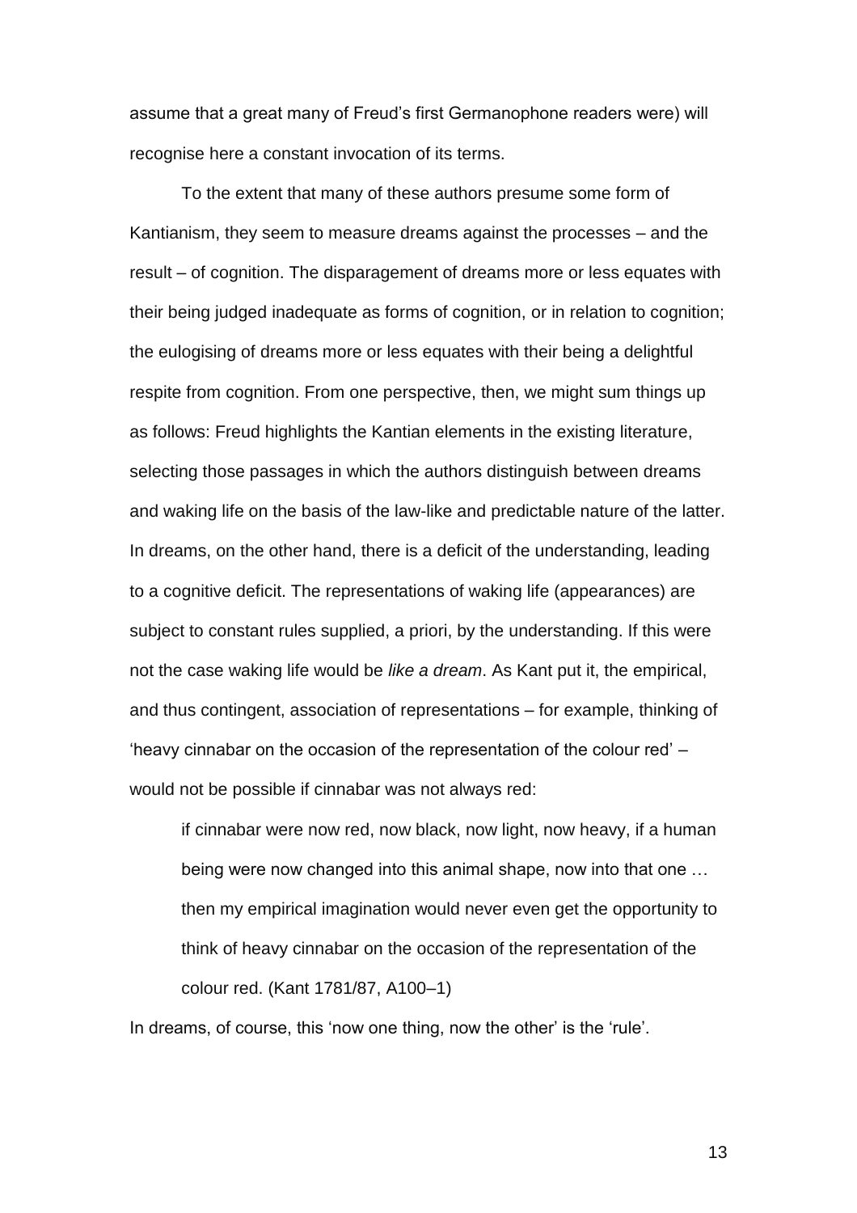assume that a great many of Freud's first Germanophone readers were) will recognise here a constant invocation of its terms.

To the extent that many of these authors presume some form of Kantianism, they seem to measure dreams against the processes – and the result – of cognition. The disparagement of dreams more or less equates with their being judged inadequate as forms of cognition, or in relation to cognition; the eulogising of dreams more or less equates with their being a delightful respite from cognition. From one perspective, then, we might sum things up as follows: Freud highlights the Kantian elements in the existing literature, selecting those passages in which the authors distinguish between dreams and waking life on the basis of the law-like and predictable nature of the latter. In dreams, on the other hand, there is a deficit of the understanding, leading to a cognitive deficit. The representations of waking life (appearances) are subject to constant rules supplied, a priori, by the understanding. If this were not the case waking life would be *like a dream*. As Kant put it, the empirical, and thus contingent, association of representations – for example, thinking of 'heavy cinnabar on the occasion of the representation of the colour red' – would not be possible if cinnabar was not always red:

> if cinnabar were now red, now black, now light, now heavy, if a human being were now changed into this animal shape, now into that one … then my empirical imagination would never even get the opportunity to think of heavy cinnabar on the occasion of the representation of the colour red. (Kant 1781/87, A100–1)

In dreams, of course, this 'now one thing, now the other' is the 'rule'.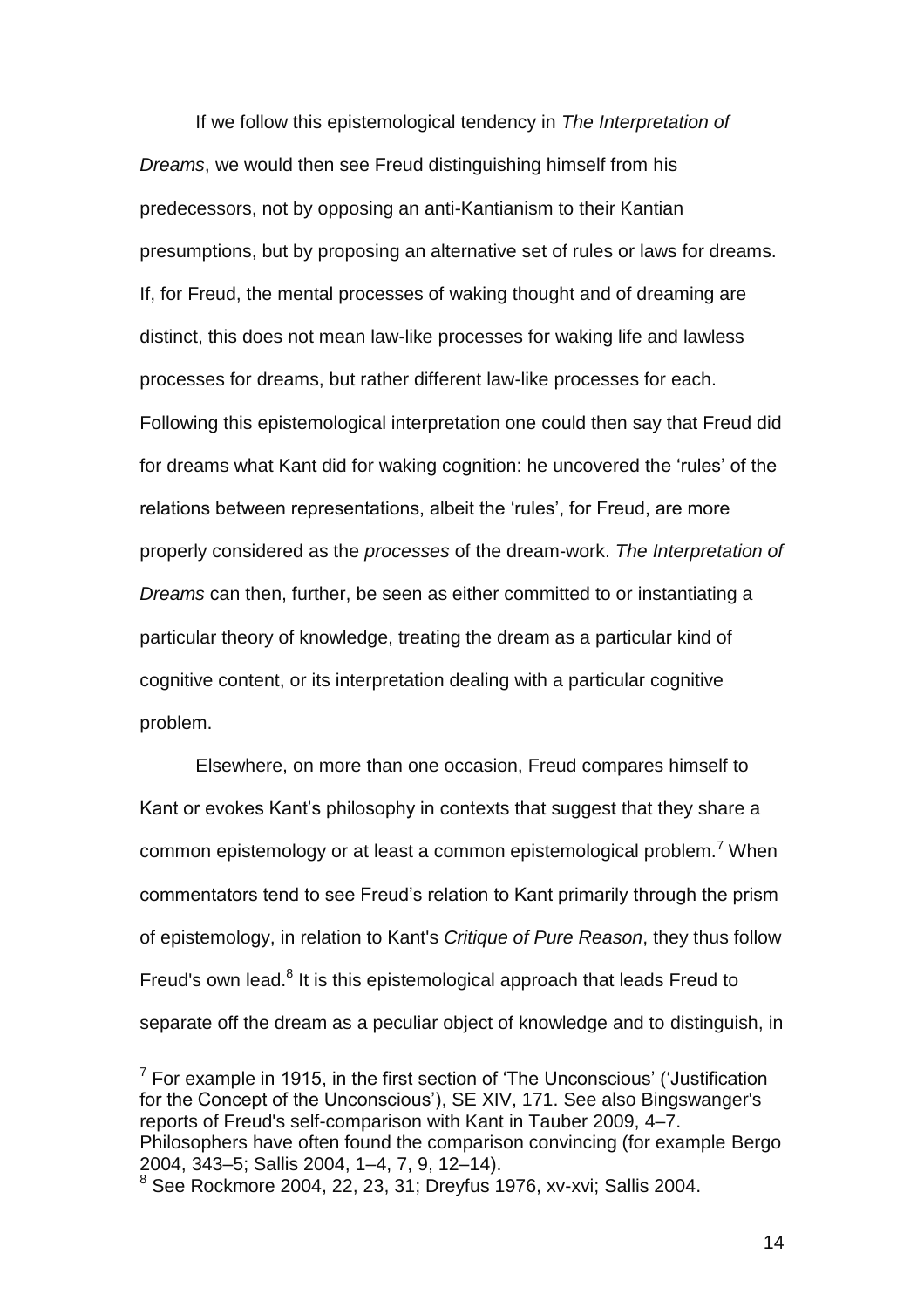If we follow this epistemological tendency in *The Interpretation of Dreams*, we would then see Freud distinguishing himself from his predecessors, not by opposing an anti-Kantianism to their Kantian presumptions, but by proposing an alternative set of rules or laws for dreams. If, for Freud, the mental processes of waking thought and of dreaming are distinct, this does not mean law-like processes for waking life and lawless processes for dreams, but rather different law-like processes for each. Following this epistemological interpretation one could then say that Freud did for dreams what Kant did for waking cognition: he uncovered the 'rules' of the relations between representations, albeit the 'rules', for Freud, are more properly considered as the *processes* of the dream-work. *The Interpretation of Dreams* can then, further, be seen as either committed to or instantiating a particular theory of knowledge, treating the dream as a particular kind of cognitive content, or its interpretation dealing with a particular cognitive problem.

Elsewhere, on more than one occasion, Freud compares himself to Kant or evokes Kant's philosophy in contexts that suggest that they share a common epistemology or at least a common epistemological problem.[7] When commentators tend to see Freud's relation to Kant primarily through the prism of epistemology, in relation to Kant's *Critique of Pure Reason*, they thus follow Freud's own lead.[8] It is this epistemological approach that leads Freud to separate off the dream as a peculiar object of knowledge and to distinguish, in

---

[7] For example in 1915, in the first section of 'The Unconscious' ('Justification for the Concept of the Unconscious'), SE XIV, 171. See also Bingswanger's reports of Freud's self-comparison with Kant in Tauber 2009, 4–7. Philosophers have often found the comparison convincing (for example Bergo 2004, 343–5; Sallis 2004, 1–4, 7, 9, 12–14).

[8] See Rockmore 2004, 22, 23, 31; Dreyfus 1976, xv-xvi; Sallis 2004.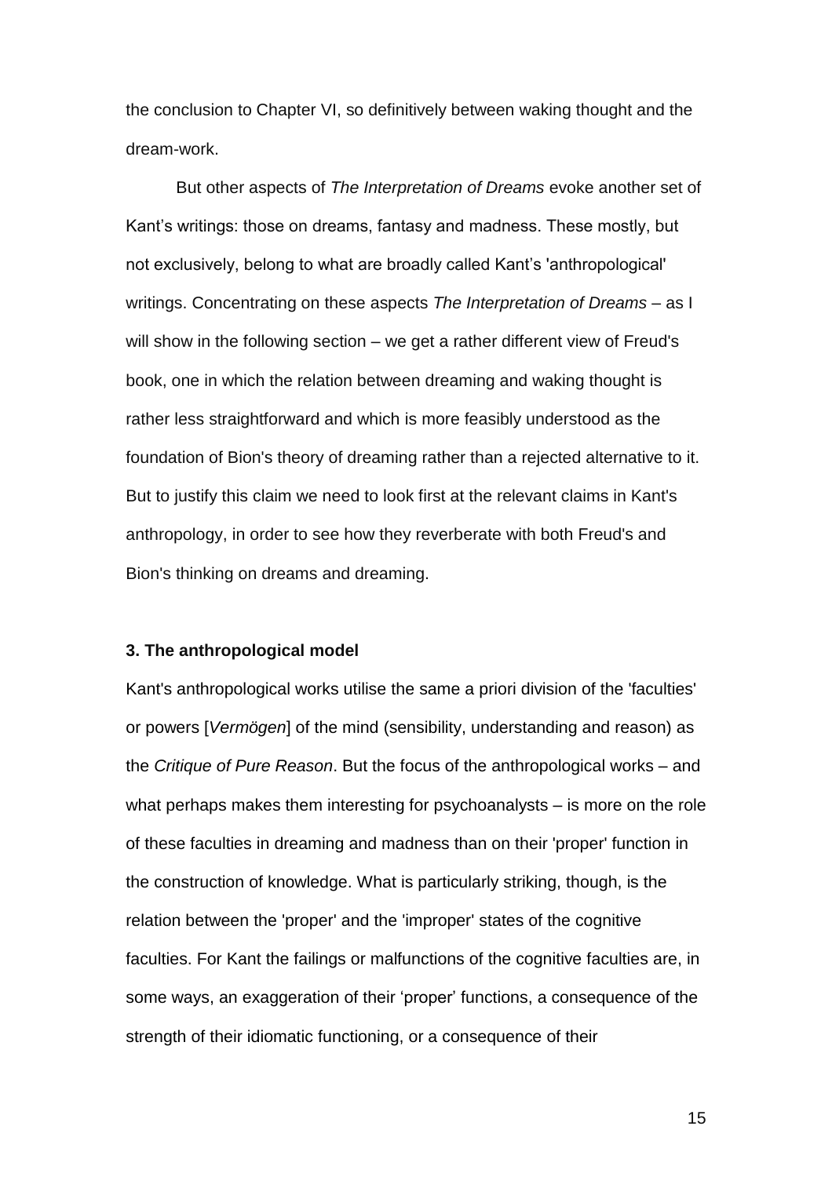the conclusion to Chapter VI, so definitively between waking thought and the dream-work.

But other aspects of *The Interpretation of Dreams* evoke another set of Kant's writings: those on dreams, fantasy and madness. These mostly, but not exclusively, belong to what are broadly called Kant's 'anthropological' writings. Concentrating on these aspects *The Interpretation of Dreams* – as I will show in the following section – we get a rather different view of Freud's book, one in which the relation between dreaming and waking thought is rather less straightforward and which is more feasibly understood as the foundation of Bion's theory of dreaming rather than a rejected alternative to it. But to justify this claim we need to look first at the relevant claims in Kant's anthropology, in order to see how they reverberate with both Freud's and Bion's thinking on dreams and dreaming.

### 3. The anthropological model

Kant's anthropological works utilise the same a priori division of the 'faculties' or powers [*Vermögen*] of the mind (sensibility, understanding and reason) as the *Critique of Pure Reason*. But the focus of the anthropological works – and what perhaps makes them interesting for psychoanalysts – is more on the role of these faculties in dreaming and madness than on their 'proper' function in the construction of knowledge. What is particularly striking, though, is the relation between the 'proper' and the 'improper' states of the cognitive faculties. For Kant the failings or malfunctions of the cognitive faculties are, in some ways, an exaggeration of their 'proper' functions, a consequence of the strength of their idiomatic functioning, or a consequence of their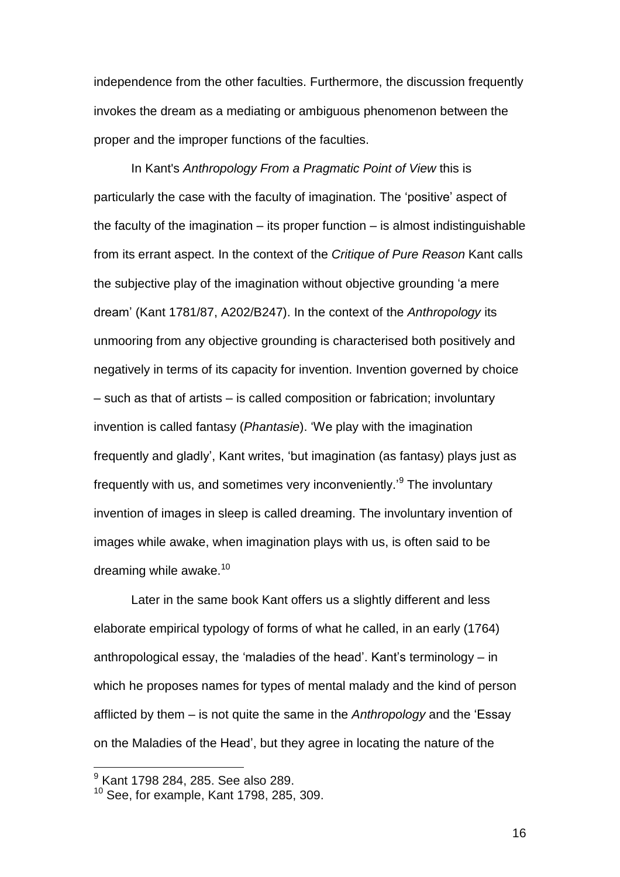independence from the other faculties. Furthermore, the discussion frequently invokes the dream as a mediating or ambiguous phenomenon between the proper and the improper functions of the faculties.

In Kant's *Anthropology From a Pragmatic Point of View* this is particularly the case with the faculty of imagination. The 'positive' aspect of the faculty of the imagination – its proper function – is almost indistinguishable from its errant aspect. In the context of the *Critique of Pure Reason* Kant calls the subjective play of the imagination without objective grounding 'a mere dream' (Kant 1781/87, A202/B247). In the context of the *Anthropology* its unmooring from any objective grounding is characterised both positively and negatively in terms of its capacity for invention. Invention governed by choice – such as that of artists – is called composition or fabrication; involuntary invention is called fantasy (*Phantasie*). 'We play with the imagination frequently and gladly', Kant writes, 'but imagination (as fantasy) plays just as frequently with us, and sometimes very inconveniently.'[9] The involuntary invention of images in sleep is called dreaming. The involuntary invention of images while awake, when imagination plays with us, is often said to be dreaming while awake.[10]

Later in the same book Kant offers us a slightly different and less elaborate empirical typology of forms of what he called, in an early (1764) anthropological essay, the 'maladies of the head'. Kant's terminology – in which he proposes names for types of mental malady and the kind of person afflicted by them – is not quite the same in the *Anthropology* and the 'Essay on the Maladies of the Head', but they agree in locating the nature of the

[9] Kant 1798 284, 285. See also 289.

[10] See, for example, Kant 1798, 285, 309.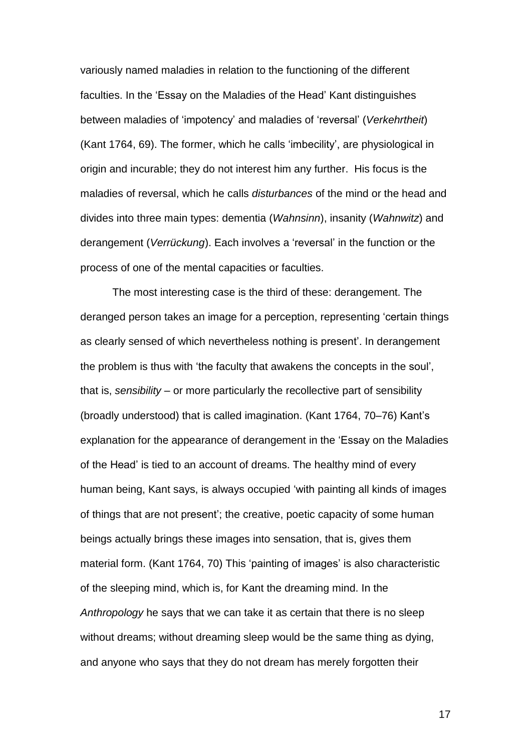variously named maladies in relation to the functioning of the different faculties. In the 'Essay on the Maladies of the Head' Kant distinguishes between maladies of 'impotency' and maladies of 'reversal' (*Verkehrtheit*) (Kant 1764, 69). The former, which he calls 'imbecility', are physiological in origin and incurable; they do not interest him any further. His focus is the maladies of reversal, which he calls *disturbances* of the mind or the head and divides into three main types: dementia (*Wahnsinn*), insanity (*Wahnwitz*) and derangement (*Verrückung*). Each involves a 'reversal' in the function or the process of one of the mental capacities or faculties.

The most interesting case is the third of these: derangement. The deranged person takes an image for a perception, representing 'certain things as clearly sensed of which nevertheless nothing is present'. In derangement the problem is thus with 'the faculty that awakens the concepts in the soul', that is, *sensibility* – or more particularly the recollective part of sensibility (broadly understood) that is called imagination. (Kant 1764, 70–76) Kant's explanation for the appearance of derangement in the 'Essay on the Maladies of the Head' is tied to an account of dreams. The healthy mind of every human being, Kant says, is always occupied 'with painting all kinds of images of things that are not present'; the creative, poetic capacity of some human beings actually brings these images into sensation, that is, gives them material form. (Kant 1764, 70) This 'painting of images' is also characteristic of the sleeping mind, which is, for Kant the dreaming mind. In the *Anthropology* he says that we can take it as certain that there is no sleep without dreams; without dreaming sleep would be the same thing as dying, and anyone who says that they do not dream has merely forgotten their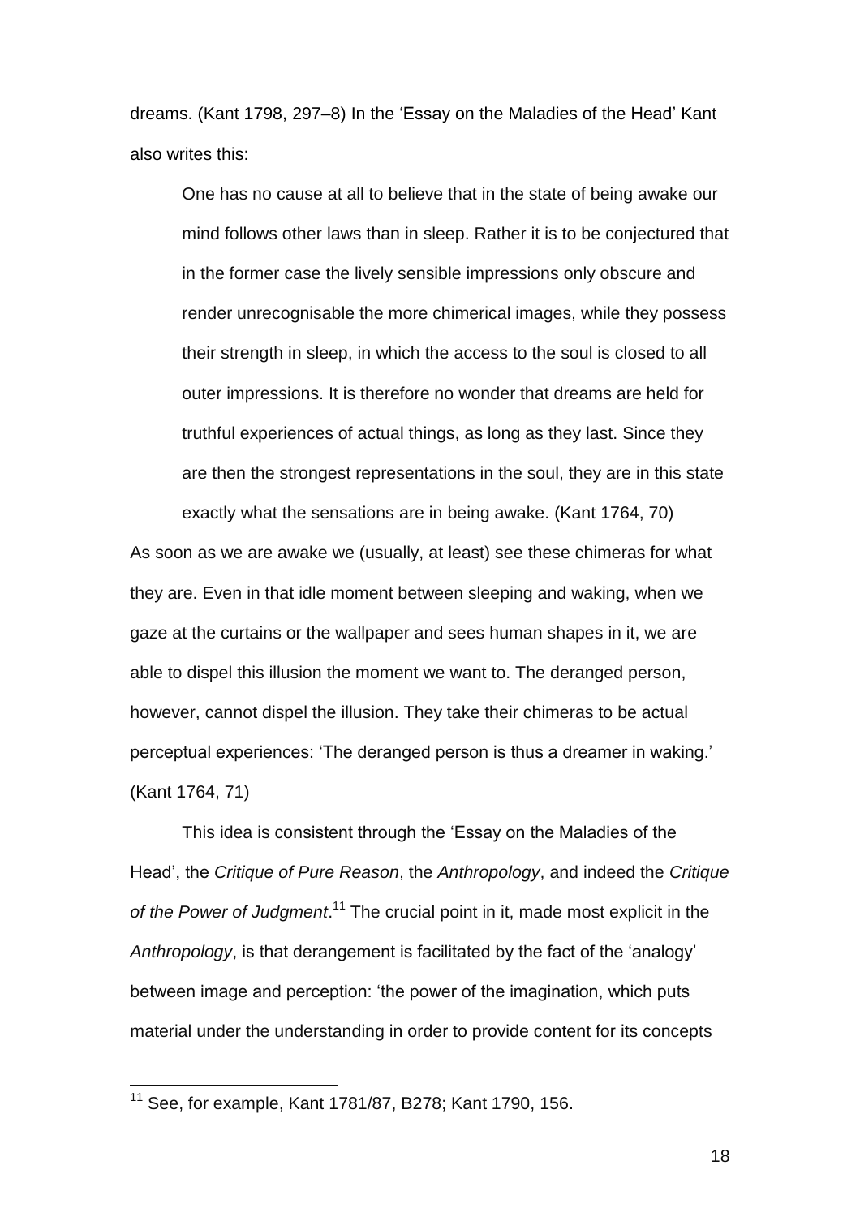dreams. (Kant 1798, 297–8) In the 'Essay on the Maladies of the Head' Kant also writes this:

> One has no cause at all to believe that in the state of being awake our mind follows other laws than in sleep. Rather it is to be conjectured that in the former case the lively sensible impressions only obscure and render unrecognisable the more chimerical images, while they possess their strength in sleep, in which the access to the soul is closed to all outer impressions. It is therefore no wonder that dreams are held for truthful experiences of actual things, as long as they last. Since they are then the strongest representations in the soul, they are in this state exactly what the sensations are in being awake. (Kant 1764, 70)

As soon as we are awake we (usually, at least) see these chimeras for what they are. Even in that idle moment between sleeping and waking, when we gaze at the curtains or the wallpaper and sees human shapes in it, we are able to dispel this illusion the moment we want to. The deranged person, however, cannot dispel the illusion. They take their chimeras to be actual perceptual experiences: 'The deranged person is thus a dreamer in waking.' (Kant 1764, 71)

This idea is consistent through the 'Essay on the Maladies of the Head', the *Critique of Pure Reason*, the *Anthropology*, and indeed the *Critique of the Power of Judgment*.[11] The crucial point in it, made most explicit in the *Anthropology*, is that derangement is facilitated by the fact of the 'analogy' between image and perception: 'the power of the imagination, which puts material under the understanding in order to provide content for its concepts

[11] See, for example, Kant 1781/87, B278; Kant 1790, 156.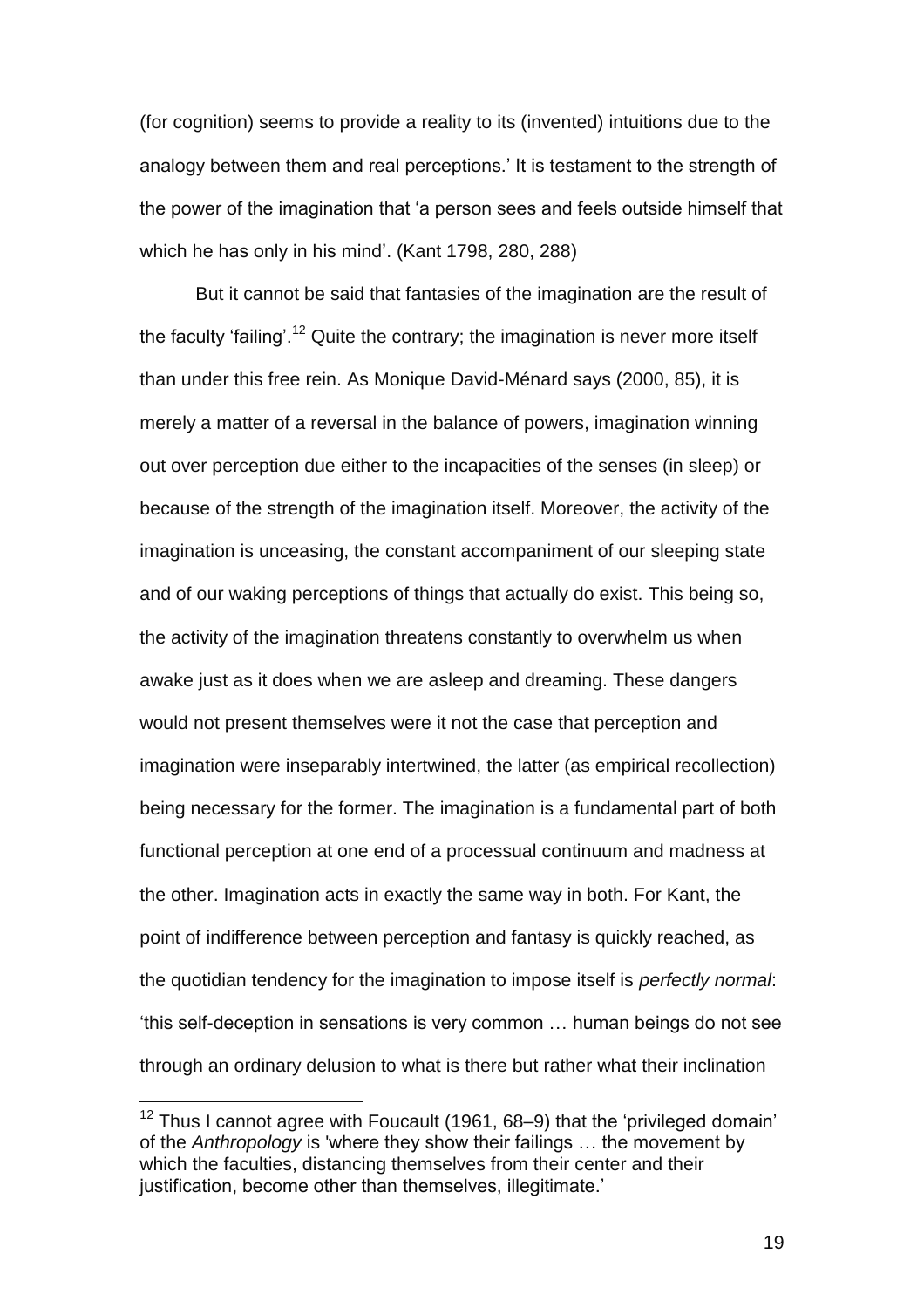(for cognition) seems to provide a reality to its (invented) intuitions due to the analogy between them and real perceptions.' It is testament to the strength of the power of the imagination that 'a person sees and feels outside himself that which he has only in his mind'. (Kant 1798, 280, 288)

But it cannot be said that fantasies of the imagination are the result of the faculty 'failing'.[12] Quite the contrary; the imagination is never more itself than under this free rein. As Monique David-Ménard says (2000, 85), it is merely a matter of a reversal in the balance of powers, imagination winning out over perception due either to the incapacities of the senses (in sleep) or because of the strength of the imagination itself. Moreover, the activity of the imagination is unceasing, the constant accompaniment of our sleeping state and of our waking perceptions of things that actually do exist. This being so, the activity of the imagination threatens constantly to overwhelm us when awake just as it does when we are asleep and dreaming. These dangers would not present themselves were it not the case that perception and imagination were inseparably intertwined, the latter (as empirical recollection) being necessary for the former. The imagination is a fundamental part of both functional perception at one end of a processual continuum and madness at the other. Imagination acts in exactly the same way in both. For Kant, the point of indifference between perception and fantasy is quickly reached, as the quotidian tendency for the imagination to impose itself is *perfectly normal*: 'this self-deception in sensations is very common … human beings do not see through an ordinary delusion to what is there but rather what their inclination

[12] Thus I cannot agree with Foucault (1961, 68–9) that the 'privileged domain' of the *Anthropology* is 'where they show their failings … the movement by which the faculties, distancing themselves from their center and their justification, become other than themselves, illegitimate.'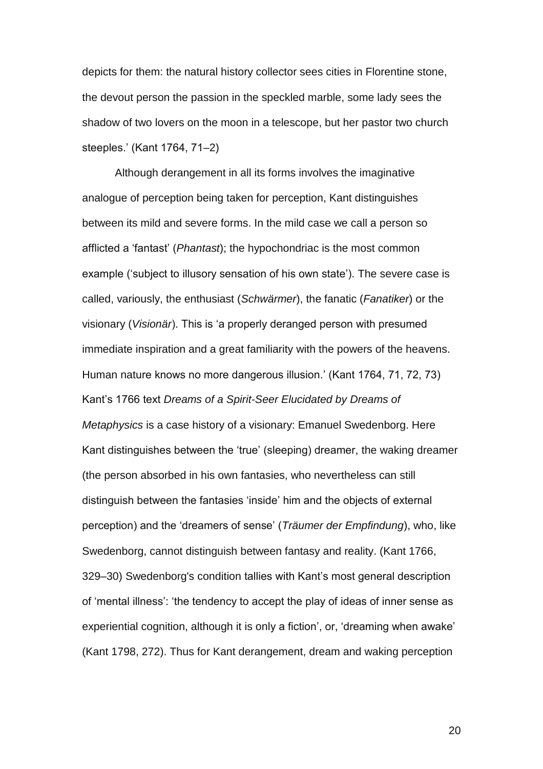depicts for them: the natural history collector sees cities in Florentine stone, the devout person the passion in the speckled marble, some lady sees the shadow of two lovers on the moon in a telescope, but her pastor two church steeples.' (Kant 1764, 71–2)

Although derangement in all its forms involves the imaginative analogue of perception being taken for perception, Kant distinguishes between its mild and severe forms. In the mild case we call a person so afflicted a 'fantast' (*Phantast*); the hypochondriac is the most common example ('subject to illusory sensation of his own state'). The severe case is called, variously, the enthusiast (*Schwärmer*), the fanatic (*Fanatiker*) or the visionary (*Visionär*). This is 'a properly deranged person with presumed immediate inspiration and a great familiarity with the powers of the heavens. Human nature knows no more dangerous illusion.' (Kant 1764, 71, 72, 73) Kant's 1766 text *Dreams of a Spirit-Seer Elucidated by Dreams of Metaphysics* is a case history of a visionary: Emanuel Swedenborg. Here Kant distinguishes between the 'true' (sleeping) dreamer, the waking dreamer (the person absorbed in his own fantasies, who nevertheless can still distinguish between the fantasies 'inside' him and the objects of external perception) and the 'dreamers of sense' (*Träumer der Empfindung*), who, like Swedenborg, cannot distinguish between fantasy and reality. (Kant 1766, 329–30) Swedenborg's condition tallies with Kant's most general description of 'mental illness': 'the tendency to accept the play of ideas of inner sense as experiential cognition, although it is only a fiction', or, 'dreaming when awake' (Kant 1798, 272). Thus for Kant derangement, dream and waking perception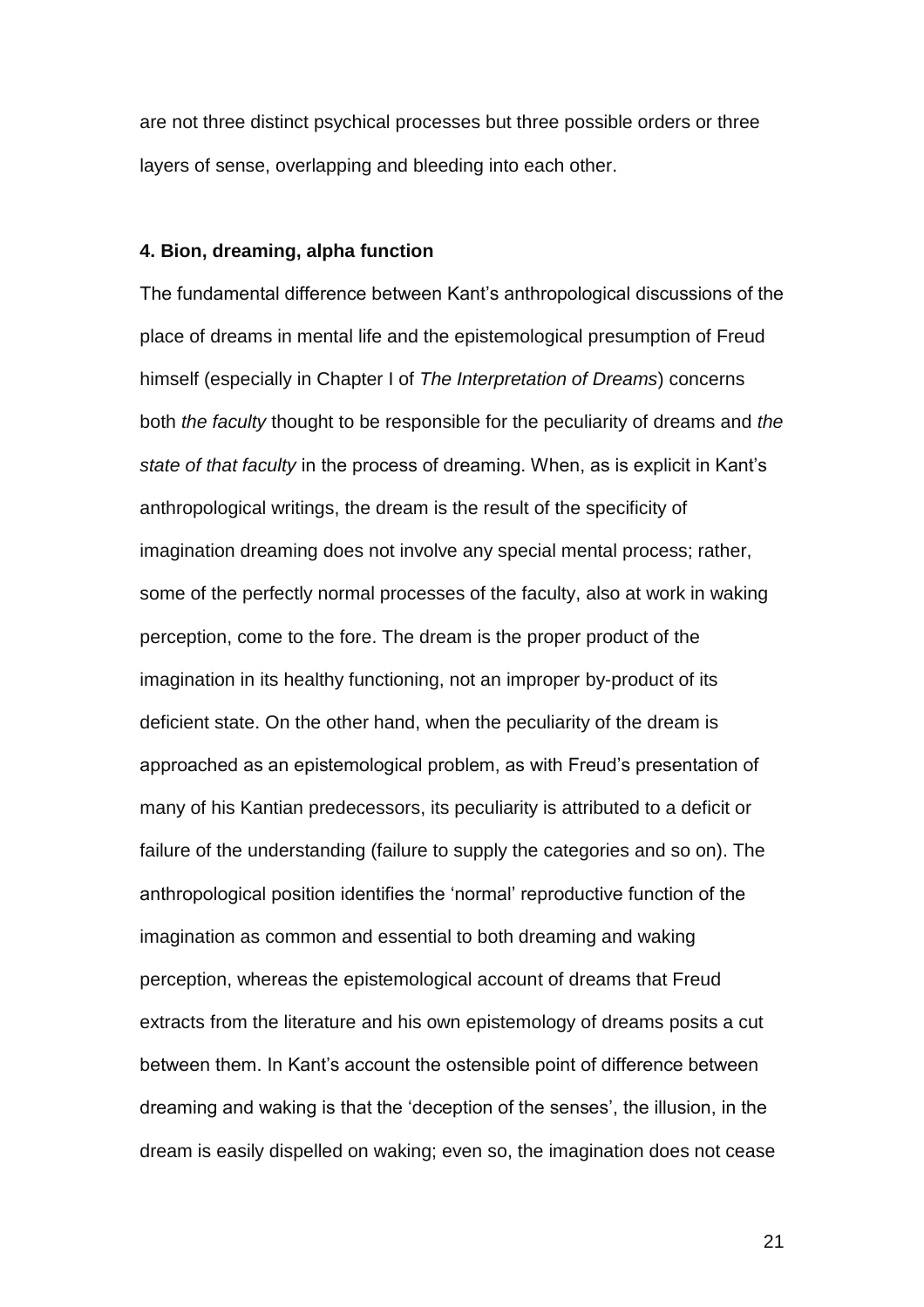are not three distinct psychical processes but three possible orders or three layers of sense, overlapping and bleeding into each other.

#### 4. Bion, dreaming, alpha function

The fundamental difference between Kant's anthropological discussions of the place of dreams in mental life and the epistemological presumption of Freud himself (especially in Chapter I of *The Interpretation of Dreams*) concerns both *the faculty* thought to be responsible for the peculiarity of dreams and *the state of that faculty* in the process of dreaming. When, as is explicit in Kant's anthropological writings, the dream is the result of the specificity of imagination dreaming does not involve any special mental process; rather, some of the perfectly normal processes of the faculty, also at work in waking perception, come to the fore. The dream is the proper product of the imagination in its healthy functioning, not an improper by-product of its deficient state. On the other hand, when the peculiarity of the dream is approached as an epistemological problem, as with Freud's presentation of many of his Kantian predecessors, its peculiarity is attributed to a deficit or failure of the understanding (failure to supply the categories and so on). The anthropological position identifies the 'normal' reproductive function of the imagination as common and essential to both dreaming and waking perception, whereas the epistemological account of dreams that Freud extracts from the literature and his own epistemology of dreams posits a cut between them. In Kant's account the ostensible point of difference between dreaming and waking is that the 'deception of the senses', the illusion, in the dream is easily dispelled on waking; even so, the imagination does not cease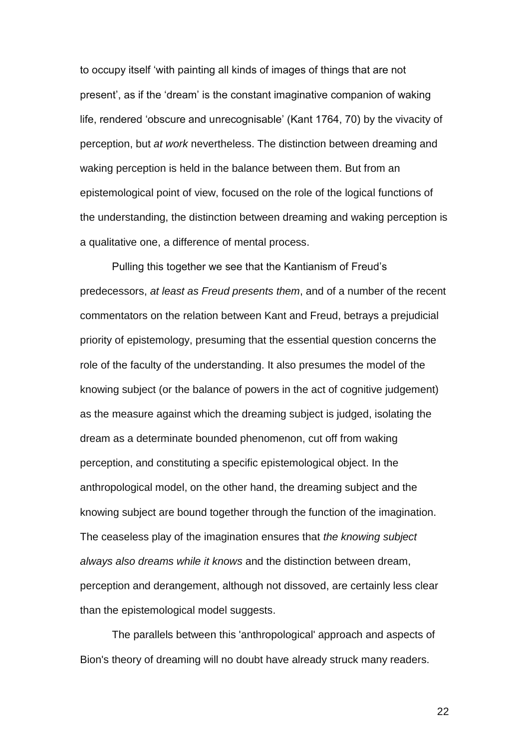to occupy itself 'with painting all kinds of images of things that are not present', as if the 'dream' is the constant imaginative companion of waking life, rendered 'obscure and unrecognisable' (Kant 1764, 70) by the vivacity of perception, but *at work* nevertheless. The distinction between dreaming and waking perception is held in the balance between them. But from an epistemological point of view, focused on the role of the logical functions of the understanding, the distinction between dreaming and waking perception is a qualitative one, a difference of mental process.

Pulling this together we see that the Kantianism of Freud's predecessors, *at least as Freud presents them*, and of a number of the recent commentators on the relation between Kant and Freud, betrays a prejudicial priority of epistemology, presuming that the essential question concerns the role of the faculty of the understanding. It also presumes the model of the knowing subject (or the balance of powers in the act of cognitive judgement) as the measure against which the dreaming subject is judged, isolating the dream as a determinate bounded phenomenon, cut off from waking perception, and constituting a specific epistemological object. In the anthropological model, on the other hand, the dreaming subject and the knowing subject are bound together through the function of the imagination. The ceaseless play of the imagination ensures that *the knowing subject always also dreams while it knows* and the distinction between dream, perception and derangement, although not dissoved, are certainly less clear than the epistemological model suggests.

The parallels between this 'anthropological' approach and aspects of Bion's theory of dreaming will no doubt have already struck many readers.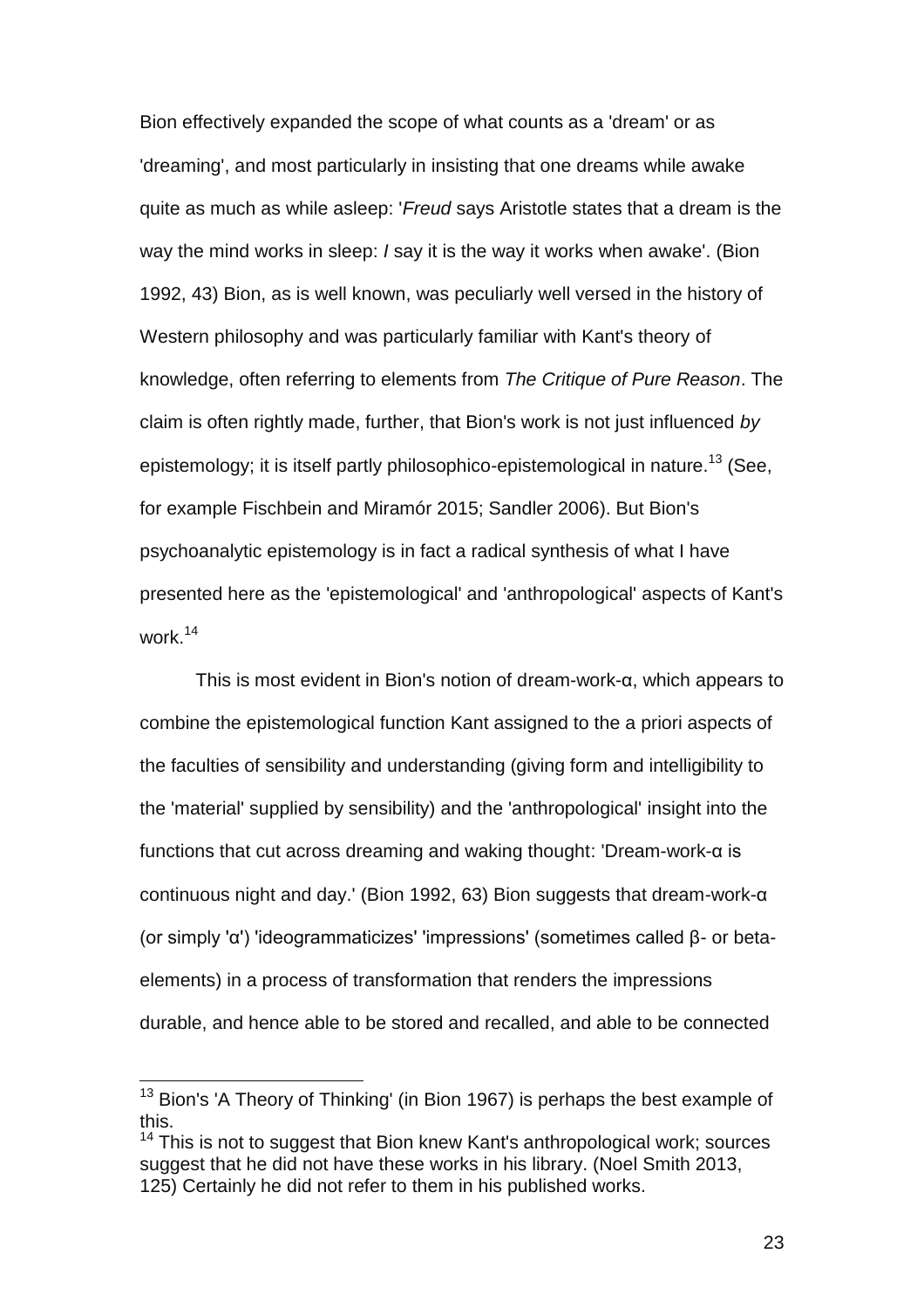Bion effectively expanded the scope of what counts as a 'dream' or as 'dreaming', and most particularly in insisting that one dreams while awake quite as much as while asleep: '*Freud* says Aristotle states that a dream is the way the mind works in sleep: *I* say it is the way it works when awake'. (Bion 1992, 43) Bion, as is well known, was peculiarly well versed in the history of Western philosophy and was particularly familiar with Kant's theory of knowledge, often referring to elements from *The Critique of Pure Reason*. The claim is often rightly made, further, that Bion's work is not just influenced *by* epistemology; it is itself partly philosophico-epistemological in nature.[13] (See, for example Fischbein and Miramór 2015; Sandler 2006). But Bion's psychoanalytic epistemology is in fact a radical synthesis of what I have presented here as the 'epistemological' and 'anthropological' aspects of Kant's work.[14]

This is most evident in Bion's notion of dream-work-α, which appears to combine the epistemological function Kant assigned to the a priori aspects of the faculties of sensibility and understanding (giving form and intelligibility to the 'material' supplied by sensibility) and the 'anthropological' insight into the functions that cut across dreaming and waking thought: 'Dream-work-α is continuous night and day.' (Bion 1992, 63) Bion suggests that dream-work-α (or simply 'α') 'ideogrammaticizes' 'impressions' (sometimes called β- or beta-elements) in a process of transformation that renders the impressions durable, and hence able to be stored and recalled, and able to be connected

[13] Bion's 'A Theory of Thinking' (in Bion 1967) is perhaps the best example of this.

[14] This is not to suggest that Bion knew Kant's anthropological work; sources suggest that he did not have these works in his library. (Noel Smith 2013, 125) Certainly he did not refer to them in his published works.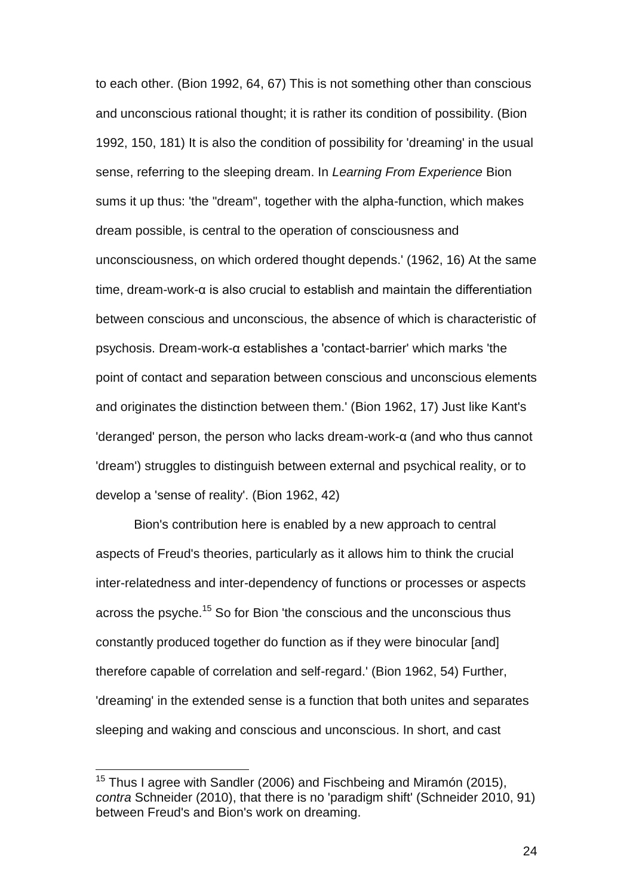to each other. (Bion 1992, 64, 67) This is not something other than conscious and unconscious rational thought; it is rather its condition of possibility. (Bion 1992, 150, 181) It is also the condition of possibility for 'dreaming' in the usual sense, referring to the sleeping dream. In *Learning From Experience* Bion sums it up thus: 'the "dream", together with the alpha-function, which makes dream possible, is central to the operation of consciousness and unconsciousness, on which ordered thought depends.' (1962, 16) At the same time, dream-work-α is also crucial to establish and maintain the differentiation between conscious and unconscious, the absence of which is characteristic of psychosis. Dream-work-α establishes a 'contact-barrier' which marks 'the point of contact and separation between conscious and unconscious elements and originates the distinction between them.' (Bion 1962, 17) Just like Kant's 'deranged' person, the person who lacks dream-work-α (and who thus cannot 'dream') struggles to distinguish between external and psychical reality, or to develop a 'sense of reality'. (Bion 1962, 42)

Bion's contribution here is enabled by a new approach to central aspects of Freud's theories, particularly as it allows him to think the crucial inter-relatedness and inter-dependency of functions or processes or aspects across the psyche.[15] So for Bion 'the conscious and the unconscious thus constantly produced together do function as if they were binocular [and] therefore capable of correlation and self-regard.' (Bion 1962, 54) Further, 'dreaming' in the extended sense is a function that both unites and separates sleeping and waking and conscious and unconscious. In short, and cast

[15] Thus I agree with Sandler (2006) and Fischbeing and Miramón (2015), *contra* Schneider (2010), that there is no 'paradigm shift' (Schneider 2010, 91) between Freud's and Bion's work on dreaming.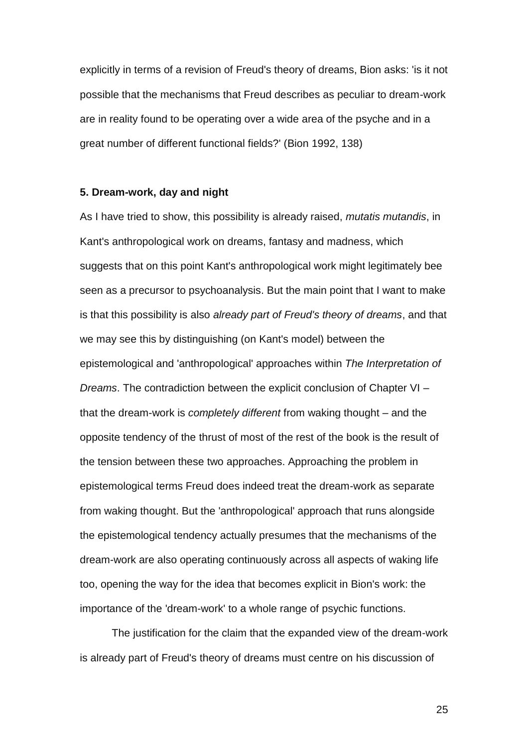explicitly in terms of a revision of Freud's theory of dreams, Bion asks: 'is it not possible that the mechanisms that Freud describes as peculiar to dream-work are in reality found to be operating over a wide area of the psyche and in a great number of different functional fields?' (Bion 1992, 138)

### 5. Dream-work, day and night

As I have tried to show, this possibility is already raised, *mutatis mutandis*, in Kant's anthropological work on dreams, fantasy and madness, which suggests that on this point Kant's anthropological work might legitimately bee seen as a precursor to psychoanalysis. But the main point that I want to make is that this possibility is also *already part of Freud's theory of dreams*, and that we may see this by distinguishing (on Kant's model) between the epistemological and 'anthropological' approaches within *The Interpretation of Dreams*. The contradiction between the explicit conclusion of Chapter VI – that the dream-work is *completely different* from waking thought – and the opposite tendency of the thrust of most of the rest of the book is the result of the tension between these two approaches. Approaching the problem in epistemological terms Freud does indeed treat the dream-work as separate from waking thought. But the 'anthropological' approach that runs alongside the epistemological tendency actually presumes that the mechanisms of the dream-work are also operating continuously across all aspects of waking life too, opening the way for the idea that becomes explicit in Bion's work: the importance of the 'dream-work' to a whole range of psychic functions.

The justification for the claim that the expanded view of the dream-work is already part of Freud's theory of dreams must centre on his discussion of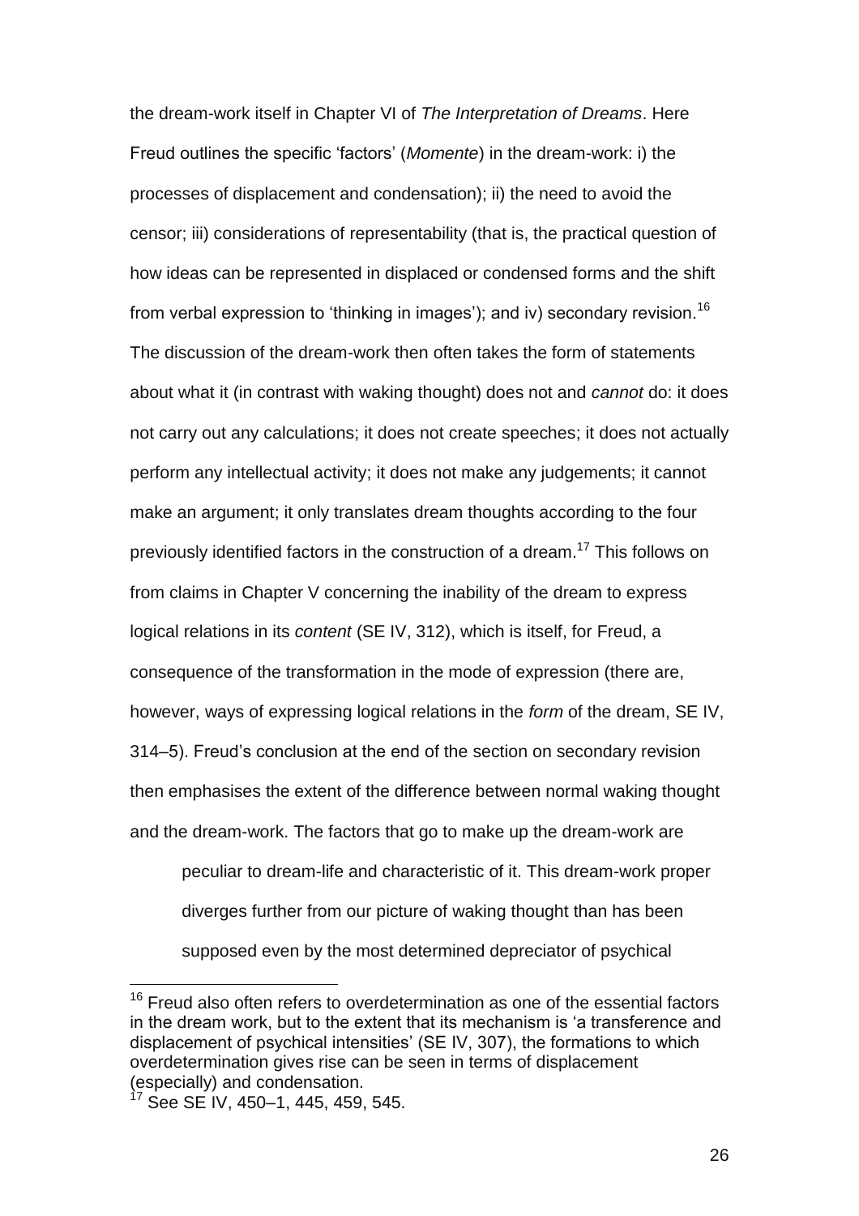the dream-work itself in Chapter VI of *The Interpretation of Dreams*. Here Freud outlines the specific 'factors' (*Momente*) in the dream-work: i) the processes of displacement and condensation); ii) the need to avoid the censor; iii) considerations of representability (that is, the practical question of how ideas can be represented in displaced or condensed forms and the shift from verbal expression to 'thinking in images'); and iv) secondary revision.[16] The discussion of the dream-work then often takes the form of statements about what it (in contrast with waking thought) does not and *cannot* do: it does not carry out any calculations; it does not create speeches; it does not actually perform any intellectual activity; it does not make any judgements; it cannot make an argument; it only translates dream thoughts according to the four previously identified factors in the construction of a dream.[17] This follows on from claims in Chapter V concerning the inability of the dream to express logical relations in its *content* (SE IV, 312), which is itself, for Freud, a consequence of the transformation in the mode of expression (there are, however, ways of expressing logical relations in the *form* of the dream, SE IV, 314–5). Freud's conclusion at the end of the section on secondary revision then emphasises the extent of the difference between normal waking thought and the dream-work. The factors that go to make up the dream-work are

> peculiar to dream-life and characteristic of it. This dream-work proper diverges further from our picture of waking thought than has been supposed even by the most determined depreciator of psychical

---

[16] Freud also often refers to overdetermination as one of the essential factors in the dream work, but to the extent that its mechanism is 'a transference and displacement of psychical intensities' (SE IV, 307), the formations to which overdetermination gives rise can be seen in terms of displacement (especially) and condensation.

[17] See SE IV, 450–1, 445, 459, 545.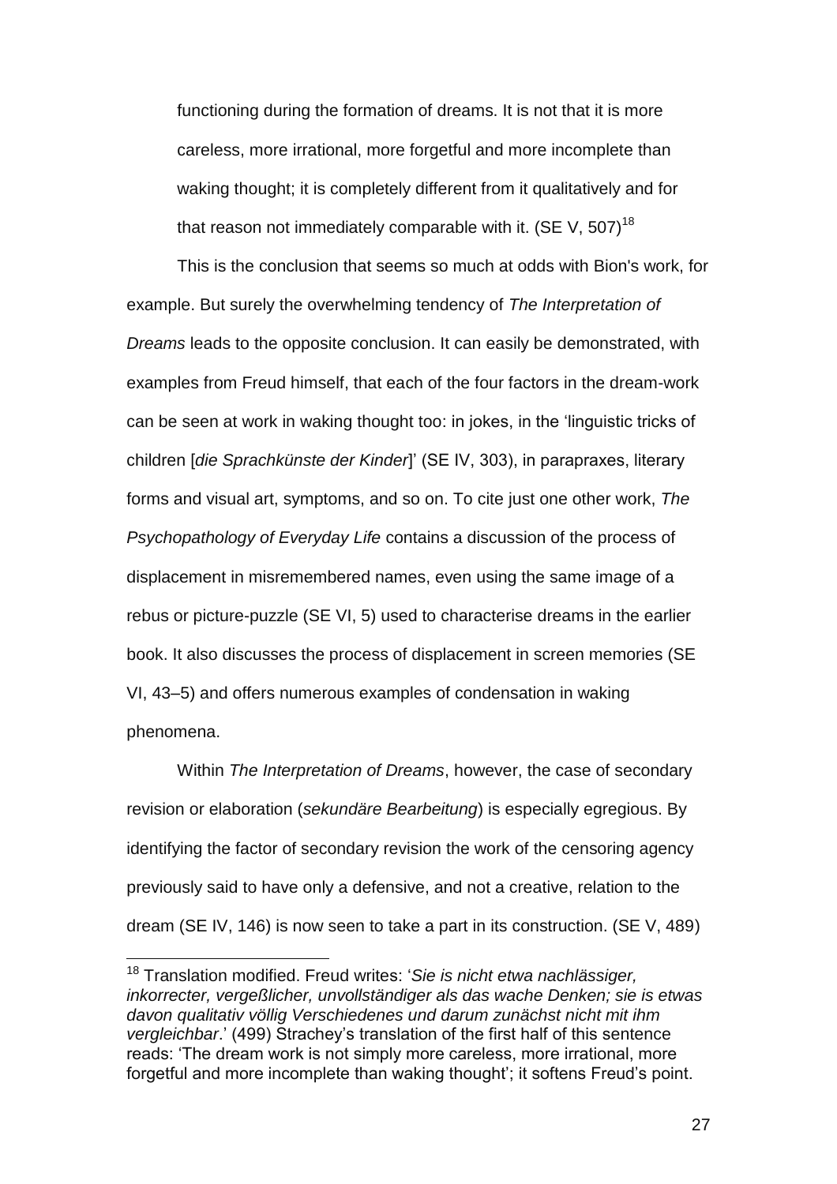functioning during the formation of dreams. It is not that it is more careless, more irrational, more forgetful and more incomplete than waking thought; it is completely different from it qualitatively and for that reason not immediately comparable with it. (SE V, 507)[18]

This is the conclusion that seems so much at odds with Bion's work, for example. But surely the overwhelming tendency of *The Interpretation of Dreams* leads to the opposite conclusion. It can easily be demonstrated, with examples from Freud himself, that each of the four factors in the dream-work can be seen at work in waking thought too: in jokes, in the 'linguistic tricks of children [*die Sprachkünste der Kinder*]' (SE IV, 303), in parapraxes, literary forms and visual art, symptoms, and so on. To cite just one other work, *The Psychopathology of Everyday Life* contains a discussion of the process of displacement in misremembered names, even using the same image of a rebus or picture-puzzle (SE VI, 5) used to characterise dreams in the earlier book. It also discusses the process of displacement in screen memories (SE VI, 43–5) and offers numerous examples of condensation in waking phenomena.

Within *The Interpretation of Dreams*, however, the case of secondary revision or elaboration (*sekundäre Bearbeitung*) is especially egregious. By identifying the factor of secondary revision the work of the censoring agency previously said to have only a defensive, and not a creative, relation to the dream (SE IV, 146) is now seen to take a part in its construction. (SE V, 489)

---

[18] Translation modified. Freud writes: '*Sie is nicht etwa nachlässiger, inkorrecter, vergeßlicher, unvollständiger als das wache Denken; sie is etwas davon qualitativ völlig Verschiedenes und darum zunächst nicht mit ihm vergleichbar*.' (499) Strachey's translation of the first half of this sentence reads: 'The dream work is not simply more careless, more irrational, more forgetful and more incomplete than waking thought'; it softens Freud's point.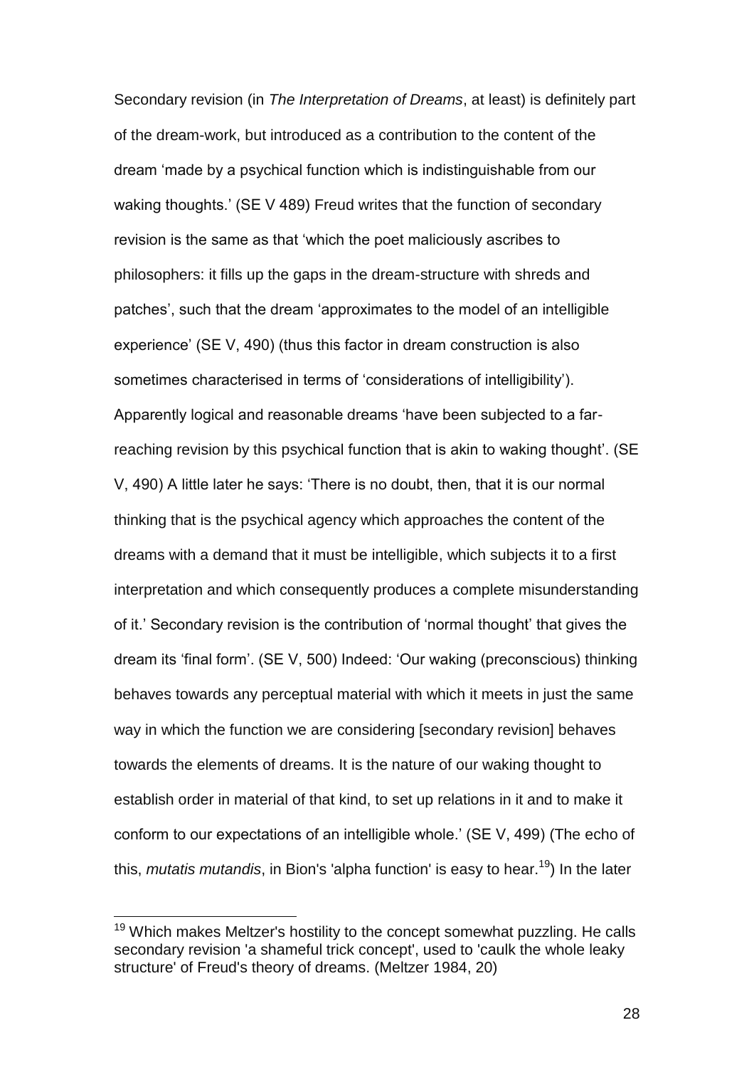Secondary revision (in *The Interpretation of Dreams*, at least) is definitely part of the dream-work, but introduced as a contribution to the content of the dream 'made by a psychical function which is indistinguishable from our waking thoughts.' (SE V 489) Freud writes that the function of secondary revision is the same as that 'which the poet maliciously ascribes to philosophers: it fills up the gaps in the dream-structure with shreds and patches', such that the dream 'approximates to the model of an intelligible experience' (SE V, 490) (thus this factor in dream construction is also sometimes characterised in terms of 'considerations of intelligibility'). Apparently logical and reasonable dreams 'have been subjected to a far-reaching revision by this psychical function that is akin to waking thought'. (SE V, 490) A little later he says: 'There is no doubt, then, that it is our normal thinking that is the psychical agency which approaches the content of the dreams with a demand that it must be intelligible, which subjects it to a first interpretation and which consequently produces a complete misunderstanding of it.' Secondary revision is the contribution of 'normal thought' that gives the dream its 'final form'. (SE V, 500) Indeed: 'Our waking (preconscious) thinking behaves towards any perceptual material with which it meets in just the same way in which the function we are considering [secondary revision] behaves towards the elements of dreams. It is the nature of our waking thought to establish order in material of that kind, to set up relations in it and to make it conform to our expectations of an intelligible whole.' (SE V, 499) (The echo of this, *mutatis mutandis*, in Bion's 'alpha function' is easy to hear.[19]) In the later

[19] Which makes Meltzer's hostility to the concept somewhat puzzling. He calls secondary revision 'a shameful trick concept', used to 'caulk the whole leaky structure' of Freud's theory of dreams. (Meltzer 1984, 20)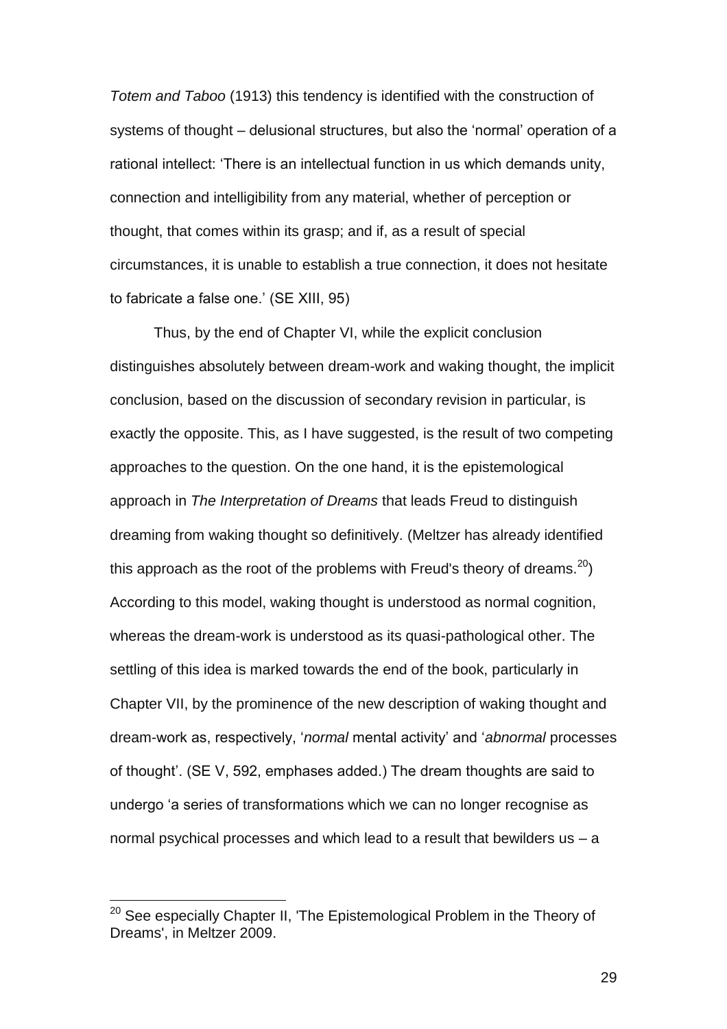*Totem and Taboo* (1913) this tendency is identified with the construction of systems of thought – delusional structures, but also the 'normal' operation of a rational intellect: 'There is an intellectual function in us which demands unity, connection and intelligibility from any material, whether of perception or thought, that comes within its grasp; and if, as a result of special circumstances, it is unable to establish a true connection, it does not hesitate to fabricate a false one.' (SE XIII, 95)

Thus, by the end of Chapter VI, while the explicit conclusion distinguishes absolutely between dream-work and waking thought, the implicit conclusion, based on the discussion of secondary revision in particular, is exactly the opposite. This, as I have suggested, is the result of two competing approaches to the question. On the one hand, it is the epistemological approach in *The Interpretation of Dreams* that leads Freud to distinguish dreaming from waking thought so definitively. (Meltzer has already identified this approach as the root of the problems with Freud's theory of dreams.[20]) According to this model, waking thought is understood as normal cognition, whereas the dream-work is understood as its quasi-pathological other. The settling of this idea is marked towards the end of the book, particularly in Chapter VII, by the prominence of the new description of waking thought and dream-work as, respectively, '*normal* mental activity' and '*abnormal* processes of thought'. (SE V, 592, emphases added.) The dream thoughts are said to undergo 'a series of transformations which we can no longer recognise as normal psychical processes and which lead to a result that bewilders us – a

[20] See especially Chapter II, 'The Epistemological Problem in the Theory of Dreams', in Meltzer 2009.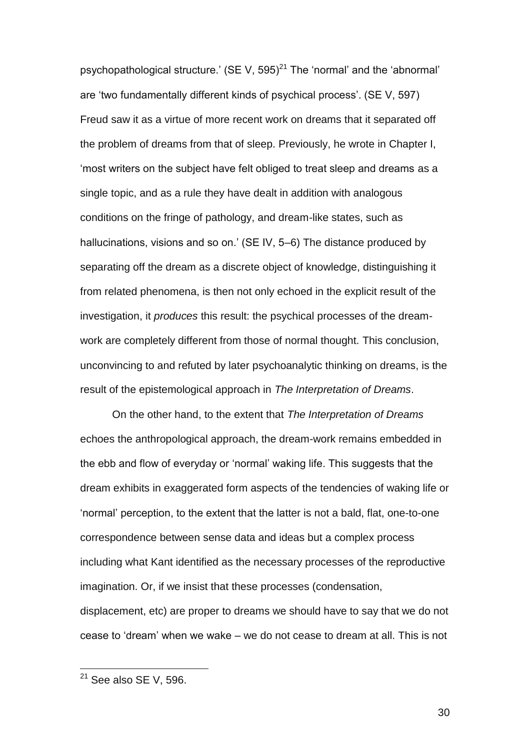psychopathological structure.' (SE V, 595)[21] The 'normal' and the 'abnormal' are 'two fundamentally different kinds of psychical process'. (SE V, 597) Freud saw it as a virtue of more recent work on dreams that it separated off the problem of dreams from that of sleep. Previously, he wrote in Chapter I, 'most writers on the subject have felt obliged to treat sleep and dreams as a single topic, and as a rule they have dealt in addition with analogous conditions on the fringe of pathology, and dream-like states, such as hallucinations, visions and so on.' (SE IV, 5–6) The distance produced by separating off the dream as a discrete object of knowledge, distinguishing it from related phenomena, is then not only echoed in the explicit result of the investigation, it *produces* this result: the psychical processes of the dream-work are completely different from those of normal thought. This conclusion, unconvincing to and refuted by later psychoanalytic thinking on dreams, is the result of the epistemological approach in *The Interpretation of Dreams*.

On the other hand, to the extent that *The Interpretation of Dreams* echoes the anthropological approach, the dream-work remains embedded in the ebb and flow of everyday or 'normal' waking life. This suggests that the dream exhibits in exaggerated form aspects of the tendencies of waking life or 'normal' perception, to the extent that the latter is not a bald, flat, one-to-one correspondence between sense data and ideas but a complex process including what Kant identified as the necessary processes of the reproductive imagination. Or, if we insist that these processes (condensation, displacement, etc) are proper to dreams we should have to say that we do not cease to 'dream' when we wake – we do not cease to dream at all. This is not

[21] See also SE V, 596.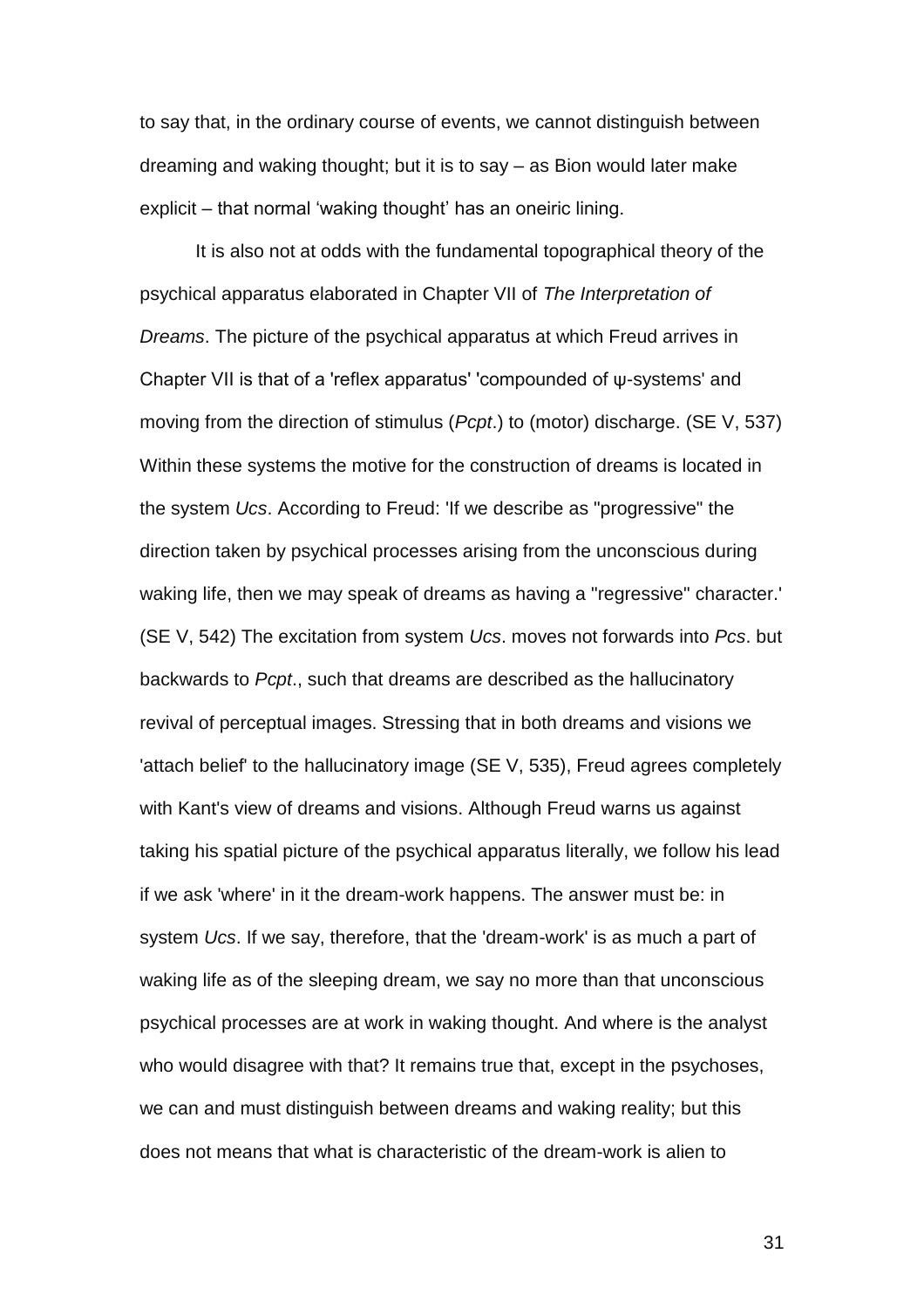to say that, in the ordinary course of events, we cannot distinguish between dreaming and waking thought; but it is to say – as Bion would later make explicit – that normal 'waking thought' has an oneiric lining.

It is also not at odds with the fundamental topographical theory of the psychical apparatus elaborated in Chapter VII of *The Interpretation of Dreams*. The picture of the psychical apparatus at which Freud arrives in Chapter VII is that of a 'reflex apparatus' 'compounded of ψ-systems' and moving from the direction of stimulus (*Pcpt*.) to (motor) discharge. (SE V, 537) Within these systems the motive for the construction of dreams is located in the system *Ucs*. According to Freud: 'If we describe as "progressive" the direction taken by psychical processes arising from the unconscious during waking life, then we may speak of dreams as having a "regressive" character.' (SE V, 542) The excitation from system *Ucs*. moves not forwards into *Pcs*. but backwards to *Pcpt*., such that dreams are described as the hallucinatory revival of perceptual images. Stressing that in both dreams and visions we 'attach belief' to the hallucinatory image (SE V, 535), Freud agrees completely with Kant's view of dreams and visions. Although Freud warns us against taking his spatial picture of the psychical apparatus literally, we follow his lead if we ask 'where' in it the dream-work happens. The answer must be: in system *Ucs*. If we say, therefore, that the 'dream-work' is as much a part of waking life as of the sleeping dream, we say no more than that unconscious psychical processes are at work in waking thought. And where is the analyst who would disagree with that? It remains true that, except in the psychoses, we can and must distinguish between dreams and waking reality; but this does not means that what is characteristic of the dream-work is alien to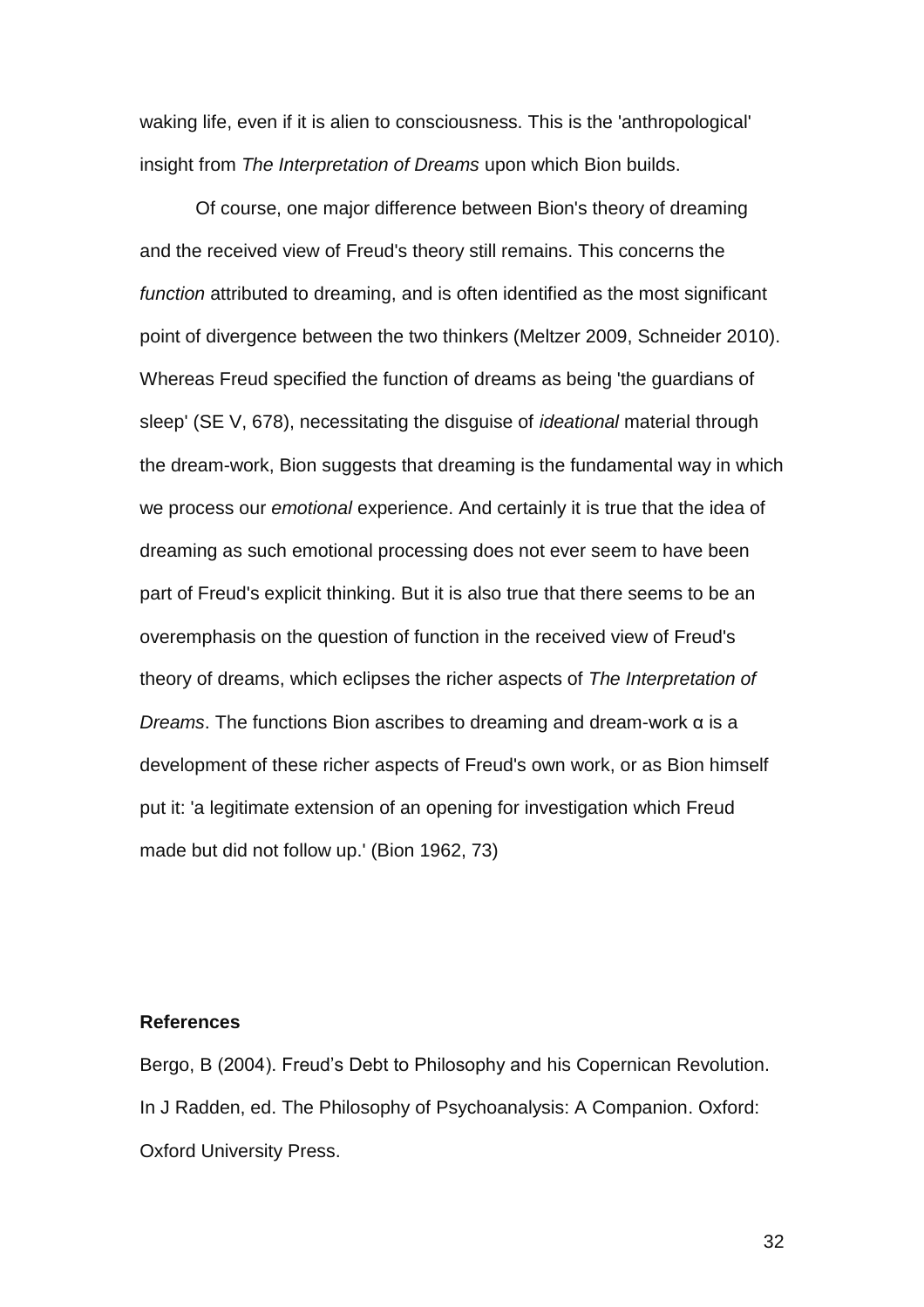waking life, even if it is alien to consciousness. This is the 'anthropological' insight from *The Interpretation of Dreams* upon which Bion builds.

Of course, one major difference between Bion's theory of dreaming and the received view of Freud's theory still remains. This concerns the *function* attributed to dreaming, and is often identified as the most significant point of divergence between the two thinkers (Meltzer 2009, Schneider 2010). Whereas Freud specified the function of dreams as being 'the guardians of sleep' (SE V, 678), necessitating the disguise of *ideational* material through the dream-work, Bion suggests that dreaming is the fundamental way in which we process our *emotional* experience. And certainly it is true that the idea of dreaming as such emotional processing does not ever seem to have been part of Freud's explicit thinking. But it is also true that there seems to be an overemphasis on the question of function in the received view of Freud's theory of dreams, which eclipses the richer aspects of *The Interpretation of Dreams*. The functions Bion ascribes to dreaming and dream-work α is a development of these richer aspects of Freud's own work, or as Bion himself put it: 'a legitimate extension of an opening for investigation which Freud made but did not follow up.' (Bion 1962, 73)

**References**

Bergo, B (2004). Freud's Debt to Philosophy and his Copernican Revolution. In J Radden, ed. The Philosophy of Psychoanalysis: A Companion. Oxford: Oxford University Press.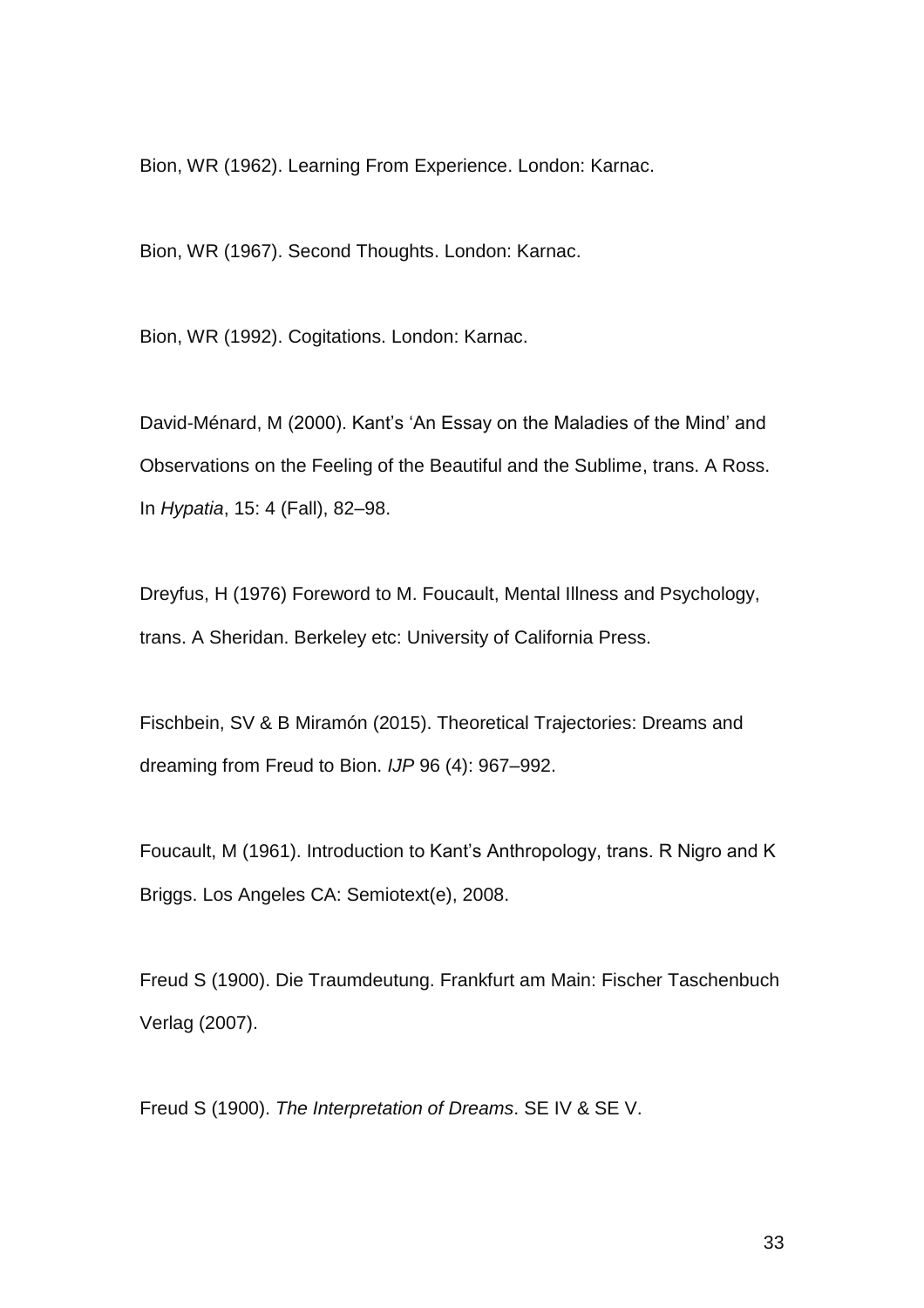Bion, WR (1962). Learning From Experience. London: Karnac.

Bion, WR (1967). Second Thoughts. London: Karnac.

Bion, WR (1992). Cogitations. London: Karnac.

David-Ménard, M (2000). Kant's 'An Essay on the Maladies of the Mind' and Observations on the Feeling of the Beautiful and the Sublime, trans. A Ross. In *Hypatia*, 15: 4 (Fall), 82–98.

Dreyfus, H (1976) Foreword to M. Foucault, Mental Illness and Psychology, trans. A Sheridan. Berkeley etc: University of California Press.

Fischbein, SV & B Miramón (2015). Theoretical Trajectories: Dreams and dreaming from Freud to Bion. *IJP* 96 (4): 967–992.

Foucault, M (1961). Introduction to Kant's Anthropology, trans. R Nigro and K Briggs. Los Angeles CA: Semiotext(e), 2008.

Freud S (1900). Die Traumdeutung. Frankfurt am Main: Fischer Taschenbuch Verlag (2007).

Freud S (1900). *The Interpretation of Dreams*. SE IV & SE V.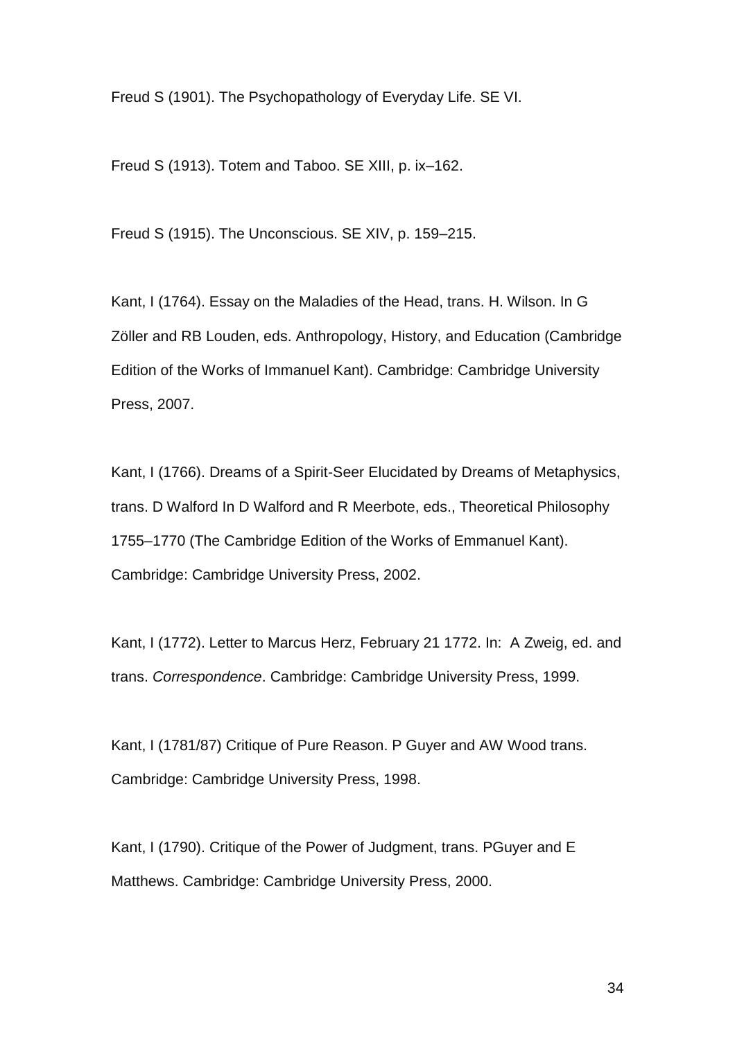Freud S (1901). The Psychopathology of Everyday Life. SE VI.

Freud S (1913). Totem and Taboo. SE XIII, p. ix–162.

Freud S (1915). The Unconscious. SE XIV, p. 159–215.

Kant, I (1764). Essay on the Maladies of the Head, trans. H. Wilson. In G Zöller and RB Louden, eds. Anthropology, History, and Education (Cambridge Edition of the Works of Immanuel Kant). Cambridge: Cambridge University Press, 2007.

Kant, I (1766). Dreams of a Spirit-Seer Elucidated by Dreams of Metaphysics, trans. D Walford In D Walford and R Meerbote, eds., Theoretical Philosophy 1755–1770 (The Cambridge Edition of the Works of Emmanuel Kant). Cambridge: Cambridge University Press, 2002.

Kant, I (1772). Letter to Marcus Herz, February 21 1772. In: A Zweig, ed. and trans. *Correspondence*. Cambridge: Cambridge University Press, 1999.

Kant, I (1781/87) Critique of Pure Reason. P Guyer and AW Wood trans. Cambridge: Cambridge University Press, 1998.

Kant, I (1790). Critique of the Power of Judgment, trans. PGuyer and E Matthews. Cambridge: Cambridge University Press, 2000.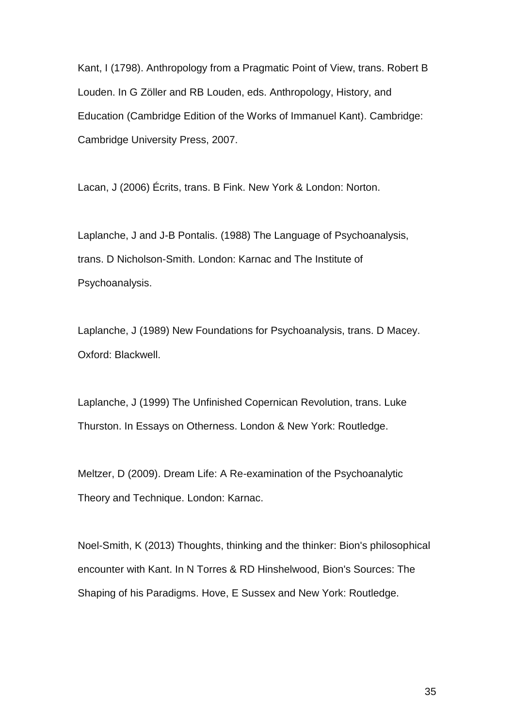Kant, I (1798). Anthropology from a Pragmatic Point of View, trans. Robert B Louden. In G Zöller and RB Louden, eds. Anthropology, History, and Education (Cambridge Edition of the Works of Immanuel Kant). Cambridge: Cambridge University Press, 2007.

Lacan, J (2006) Écrits, trans. B Fink. New York & London: Norton.

Laplanche, J and J-B Pontalis. (1988) The Language of Psychoanalysis, trans. D Nicholson-Smith. London: Karnac and The Institute of Psychoanalysis.

Laplanche, J (1989) New Foundations for Psychoanalysis, trans. D Macey. Oxford: Blackwell.

Laplanche, J (1999) The Unfinished Copernican Revolution, trans. Luke Thurston. In Essays on Otherness. London & New York: Routledge.

Meltzer, D (2009). Dream Life: A Re-examination of the Psychoanalytic Theory and Technique. London: Karnac.

Noel-Smith, K (2013) Thoughts, thinking and the thinker: Bion's philosophical encounter with Kant. In N Torres & RD Hinshelwood, Bion's Sources: The Shaping of his Paradigms. Hove, E Sussex and New York: Routledge.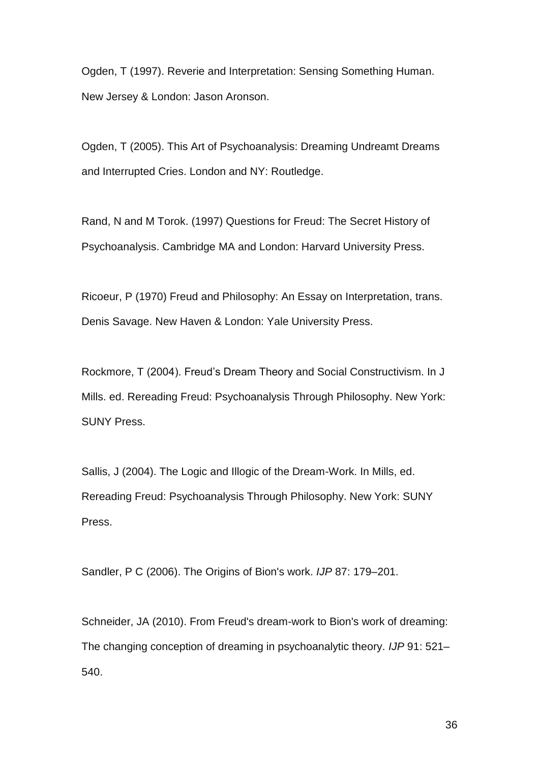Ogden, T (1997). Reverie and Interpretation: Sensing Something Human. New Jersey & London: Jason Aronson.

Ogden, T (2005). This Art of Psychoanalysis: Dreaming Undreamt Dreams and Interrupted Cries. London and NY: Routledge.

Rand, N and M Torok. (1997) Questions for Freud: The Secret History of Psychoanalysis. Cambridge MA and London: Harvard University Press.

Ricoeur, P (1970) Freud and Philosophy: An Essay on Interpretation, trans. Denis Savage. New Haven & London: Yale University Press.

Rockmore, T (2004). Freud's Dream Theory and Social Constructivism. In J Mills. ed. Rereading Freud: Psychoanalysis Through Philosophy. New York: SUNY Press.

Sallis, J (2004). The Logic and Illogic of the Dream-Work. In Mills, ed. Rereading Freud: Psychoanalysis Through Philosophy. New York: SUNY Press.

Sandler, P C (2006). The Origins of Bion's work. *IJP* 87: 179–201.

Schneider, JA (2010). From Freud's dream-work to Bion's work of dreaming: The changing conception of dreaming in psychoanalytic theory. *IJP* 91: 521–540.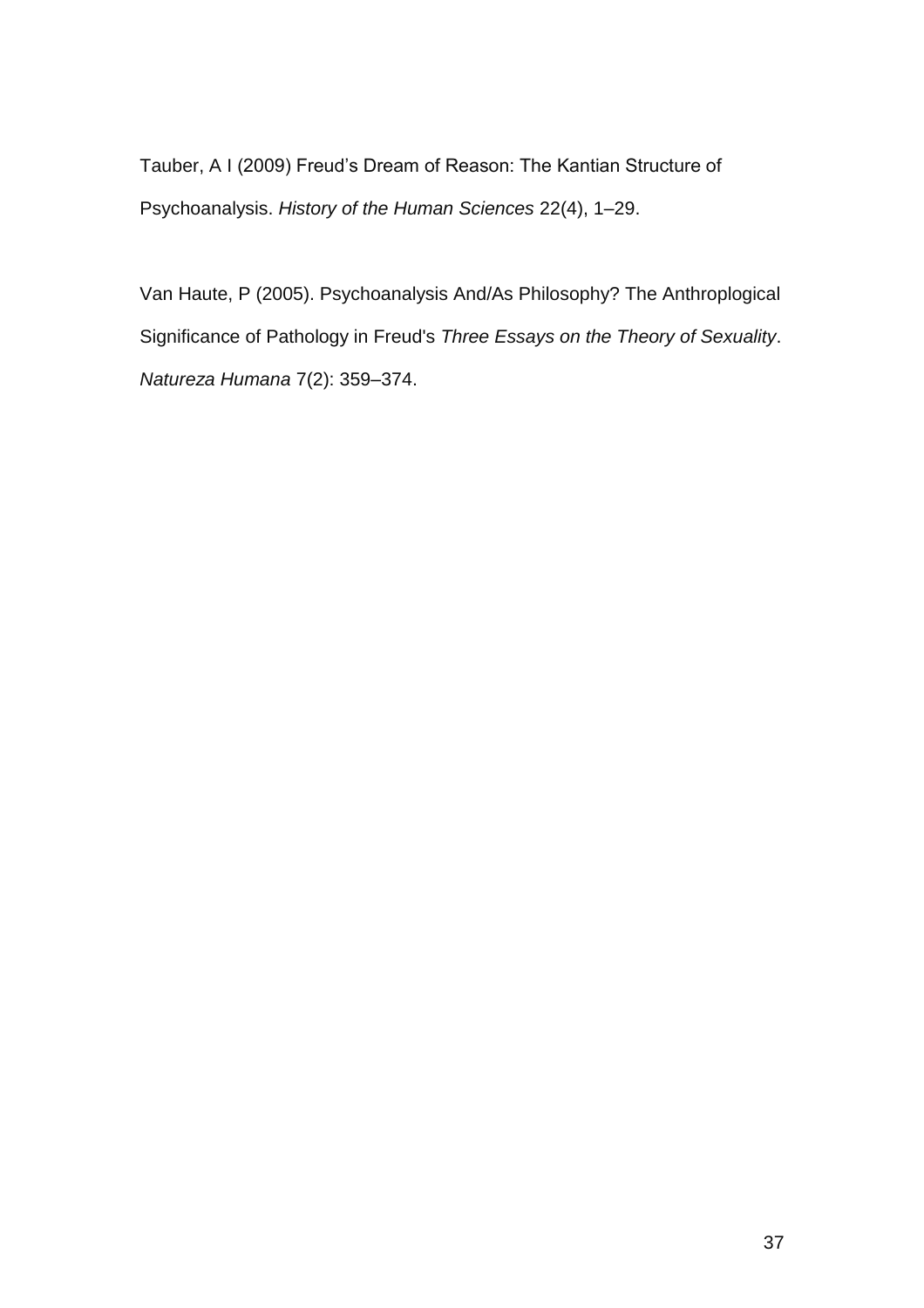Tauber, A I (2009) Freud’s Dream of Reason: The Kantian Structure of Psychoanalysis. *History of the Human Sciences* 22(4), 1–29.

Van Haute, P (2005). Psychoanalysis And/As Philosophy? The Anthroplogical Significance of Pathology in Freud's *Three Essays on the Theory of Sexuality*. *Natureza Humana* 7(2): 359–374.